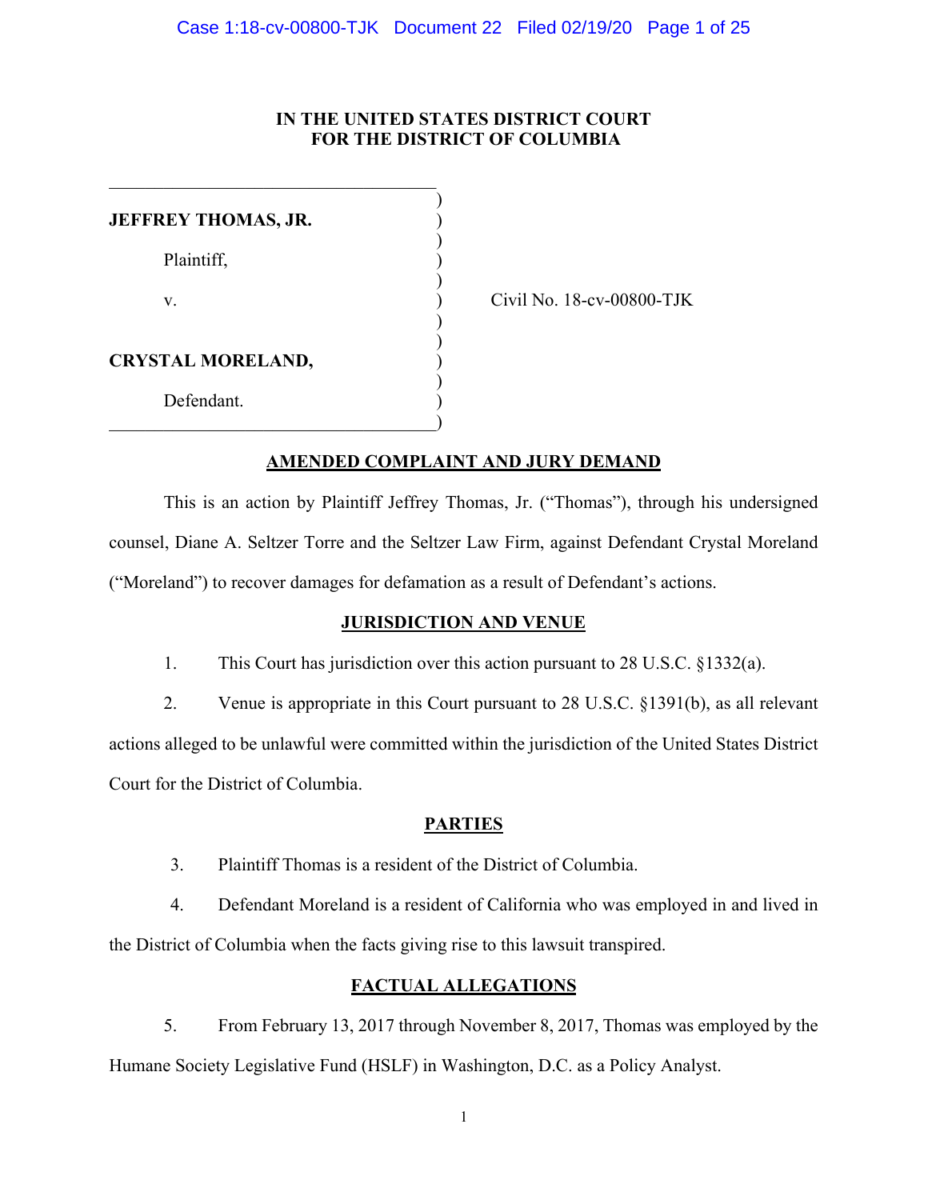**IN THE UNITED STATES DISTRICT COURT**
**FOR THE DISTRICT OF COLUMBIA**

| | |
|---|---|
| **JEFFREY THOMAS, JR.** | |
| Plaintiff, | |
| v. | Civil No. 18-cv-00800-TJK |
| **CRYSTAL MORELAND,** | |
| Defendant. | |

## AMENDED COMPLAINT AND JURY DEMAND

This is an action by Plaintiff Jeffrey Thomas, Jr. ("Thomas"), through his undersigned counsel, Diane A. Seltzer Torre and the Seltzer Law Firm, against Defendant Crystal Moreland ("Moreland") to recover damages for defamation as a result of Defendant's actions.

## JURISDICTION AND VENUE

1. This Court has jurisdiction over this action pursuant to 28 U.S.C. §1332(a).

2. Venue is appropriate in this Court pursuant to 28 U.S.C. §1391(b), as all relevant actions alleged to be unlawful were committed within the jurisdiction of the United States District Court for the District of Columbia.

## PARTIES

3. Plaintiff Thomas is a resident of the District of Columbia.

4. Defendant Moreland is a resident of California who was employed in and lived in the District of Columbia when the facts giving rise to this lawsuit transpired.

## FACTUAL ALLEGATIONS

5. From February 13, 2017 through November 8, 2017, Thomas was employed by the Humane Society Legislative Fund (HSLF) in Washington, D.C. as a Policy Analyst.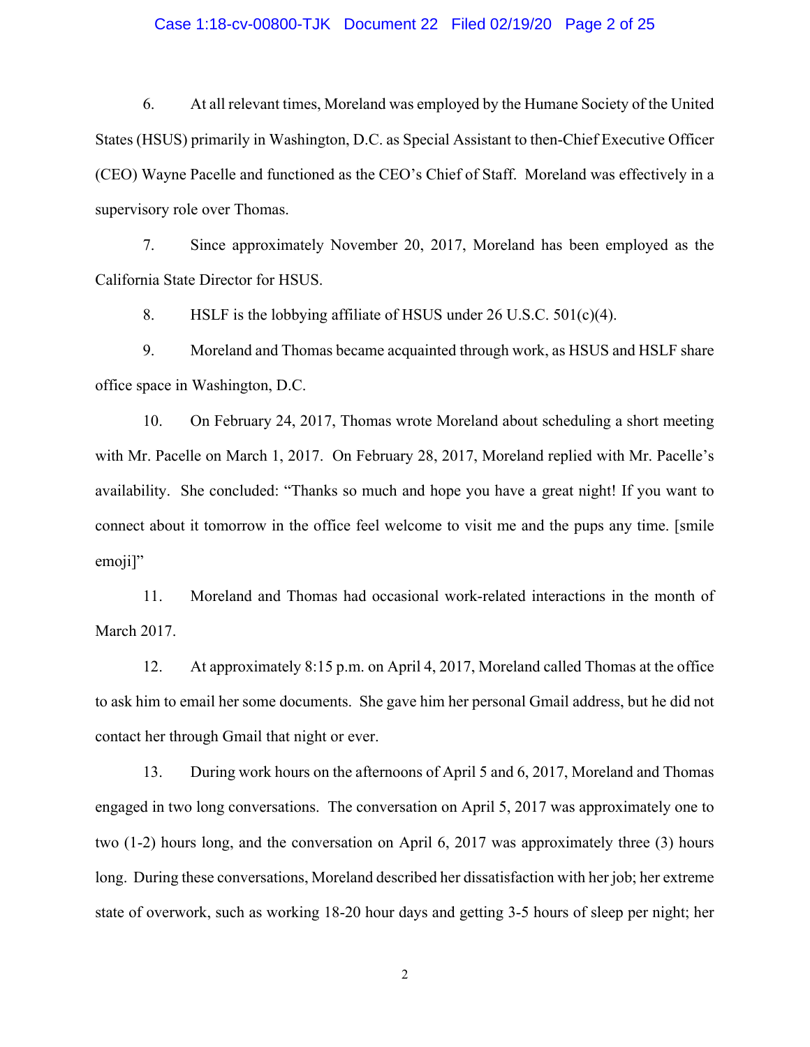6. At all relevant times, Moreland was employed by the Humane Society of the United States (HSUS) primarily in Washington, D.C. as Special Assistant to then-Chief Executive Officer (CEO) Wayne Pacelle and functioned as the CEO's Chief of Staff. Moreland was effectively in a supervisory role over Thomas.

7. Since approximately November 20, 2017, Moreland has been employed as the California State Director for HSUS.

8. HSLF is the lobbying affiliate of HSUS under 26 U.S.C. 501(c)(4).

9. Moreland and Thomas became acquainted through work, as HSUS and HSLF share office space in Washington, D.C.

10. On February 24, 2017, Thomas wrote Moreland about scheduling a short meeting with Mr. Pacelle on March 1, 2017. On February 28, 2017, Moreland replied with Mr. Pacelle's availability. She concluded: "Thanks so much and hope you have a great night! If you want to connect about it tomorrow in the office feel welcome to visit me and the pups any time. [smile emoji]"

11. Moreland and Thomas had occasional work-related interactions in the month of March 2017.

12. At approximately 8:15 p.m. on April 4, 2017, Moreland called Thomas at the office to ask him to email her some documents. She gave him her personal Gmail address, but he did not contact her through Gmail that night or ever.

13. During work hours on the afternoons of April 5 and 6, 2017, Moreland and Thomas engaged in two long conversations. The conversation on April 5, 2017 was approximately one to two (1-2) hours long, and the conversation on April 6, 2017 was approximately three (3) hours long. During these conversations, Moreland described her dissatisfaction with her job; her extreme state of overwork, such as working 18-20 hour days and getting 3-5 hours of sleep per night; her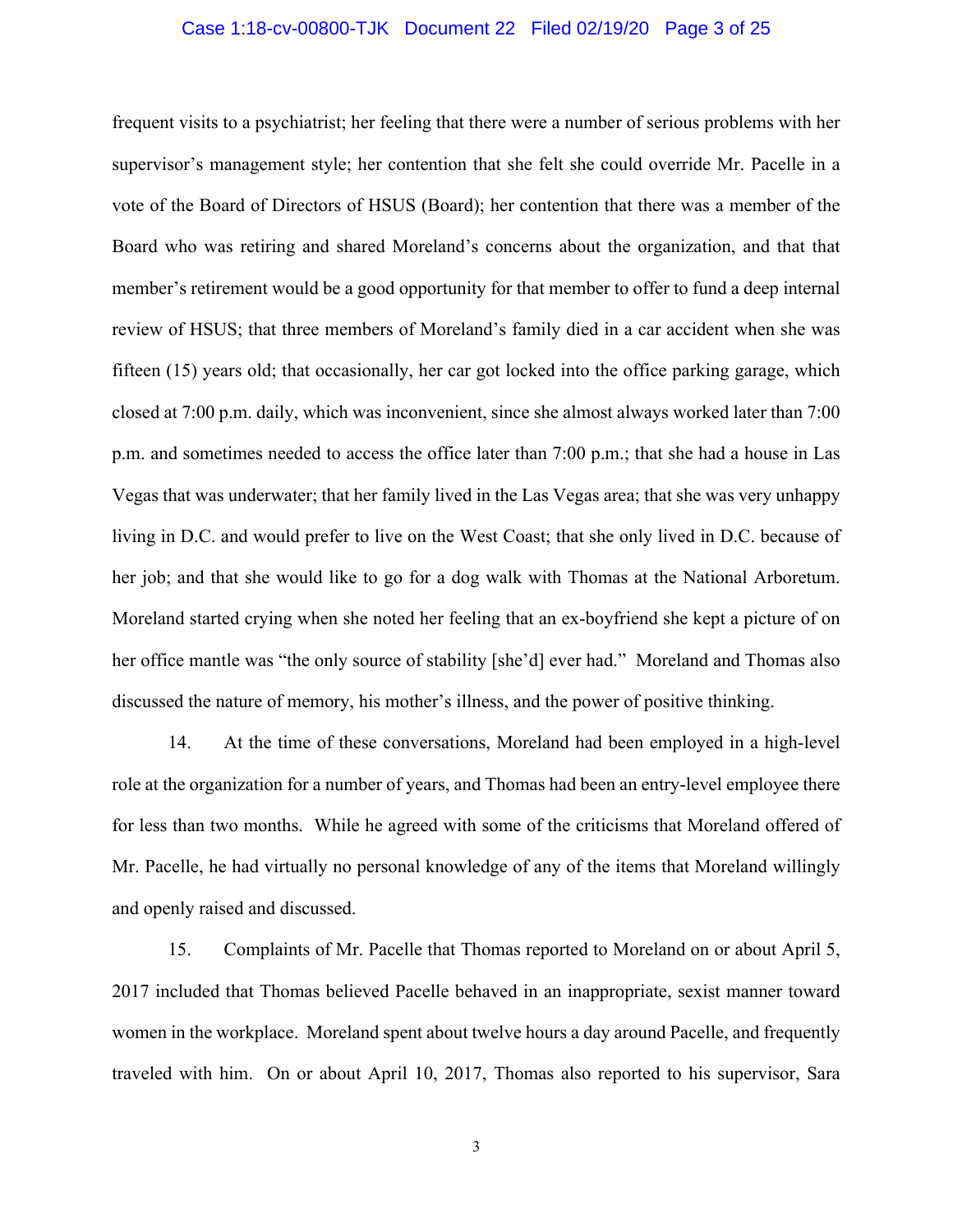frequent visits to a psychiatrist; her feeling that there were a number of serious problems with her supervisor's management style; her contention that she felt she could override Mr. Pacelle in a vote of the Board of Directors of HSUS (Board); her contention that there was a member of the Board who was retiring and shared Moreland's concerns about the organization, and that that member's retirement would be a good opportunity for that member to offer to fund a deep internal review of HSUS; that three members of Moreland's family died in a car accident when she was fifteen (15) years old; that occasionally, her car got locked into the office parking garage, which closed at 7:00 p.m. daily, which was inconvenient, since she almost always worked later than 7:00 p.m. and sometimes needed to access the office later than 7:00 p.m.; that she had a house in Las Vegas that was underwater; that her family lived in the Las Vegas area; that she was very unhappy living in D.C. and would prefer to live on the West Coast; that she only lived in D.C. because of her job; and that she would like to go for a dog walk with Thomas at the National Arboretum. Moreland started crying when she noted her feeling that an ex-boyfriend she kept a picture of on her office mantle was "the only source of stability [she'd] ever had." Moreland and Thomas also discussed the nature of memory, his mother's illness, and the power of positive thinking.

14. At the time of these conversations, Moreland had been employed in a high-level role at the organization for a number of years, and Thomas had been an entry-level employee there for less than two months. While he agreed with some of the criticisms that Moreland offered of Mr. Pacelle, he had virtually no personal knowledge of any of the items that Moreland willingly and openly raised and discussed.

15. Complaints of Mr. Pacelle that Thomas reported to Moreland on or about April 5, 2017 included that Thomas believed Pacelle behaved in an inappropriate, sexist manner toward women in the workplace. Moreland spent about twelve hours a day around Pacelle, and frequently traveled with him. On or about April 10, 2017, Thomas also reported to his supervisor, Sara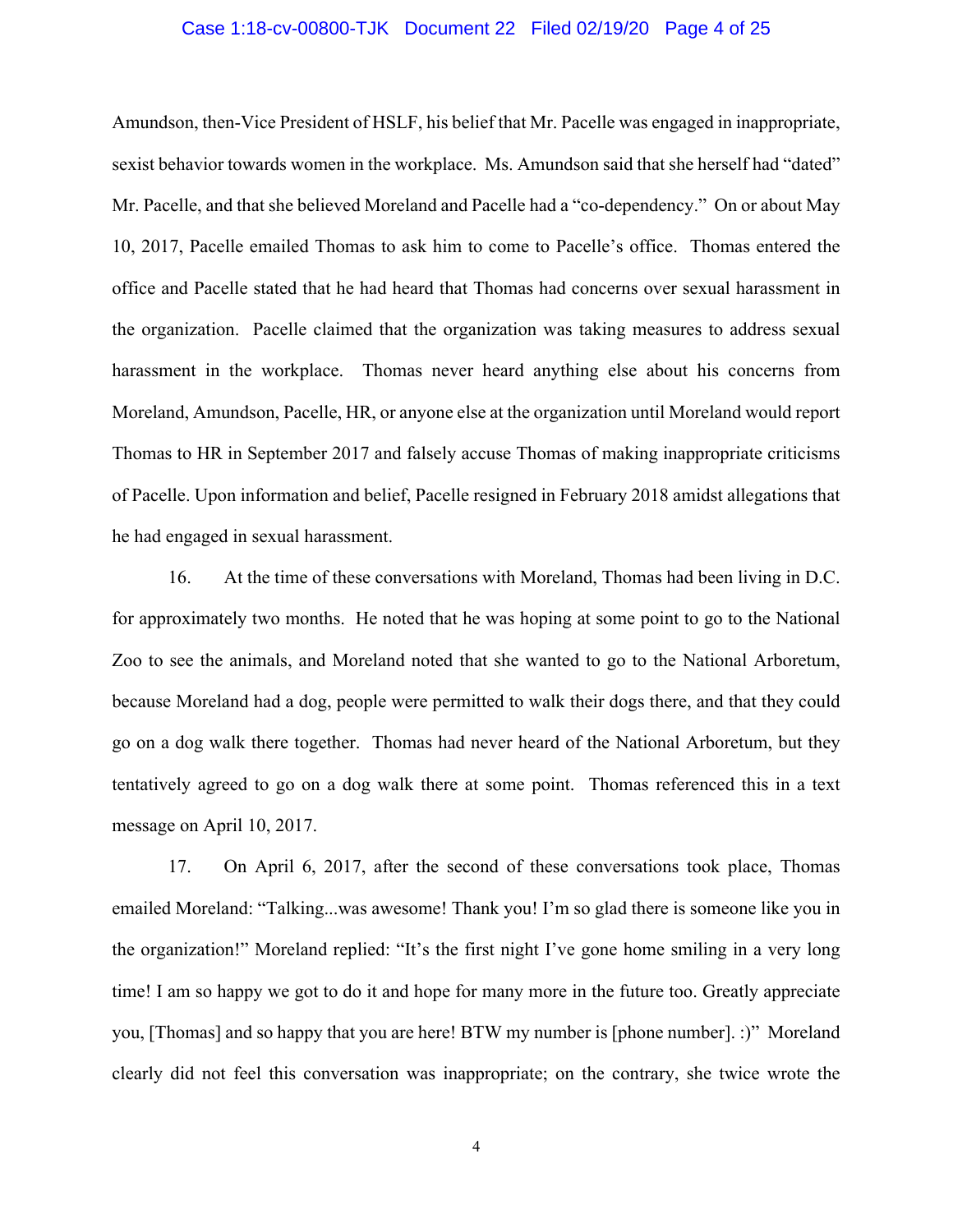Amundson, then-Vice President of HSLF, his belief that Mr. Pacelle was engaged in inappropriate, sexist behavior towards women in the workplace. Ms. Amundson said that she herself had "dated" Mr. Pacelle, and that she believed Moreland and Pacelle had a "co-dependency." On or about May 10, 2017, Pacelle emailed Thomas to ask him to come to Pacelle's office. Thomas entered the office and Pacelle stated that he had heard that Thomas had concerns over sexual harassment in the organization. Pacelle claimed that the organization was taking measures to address sexual harassment in the workplace. Thomas never heard anything else about his concerns from Moreland, Amundson, Pacelle, HR, or anyone else at the organization until Moreland would report Thomas to HR in September 2017 and falsely accuse Thomas of making inappropriate criticisms of Pacelle. Upon information and belief, Pacelle resigned in February 2018 amidst allegations that he had engaged in sexual harassment.

16. At the time of these conversations with Moreland, Thomas had been living in D.C. for approximately two months. He noted that he was hoping at some point to go to the National Zoo to see the animals, and Moreland noted that she wanted to go to the National Arboretum, because Moreland had a dog, people were permitted to walk their dogs there, and that they could go on a dog walk there together. Thomas had never heard of the National Arboretum, but they tentatively agreed to go on a dog walk there at some point. Thomas referenced this in a text message on April 10, 2017.

17. On April 6, 2017, after the second of these conversations took place, Thomas emailed Moreland: "Talking...was awesome! Thank you! I'm so glad there is someone like you in the organization!" Moreland replied: "It's the first night I've gone home smiling in a very long time! I am so happy we got to do it and hope for many more in the future too. Greatly appreciate you, [Thomas] and so happy that you are here! BTW my number is [phone number]. :)" Moreland clearly did not feel this conversation was inappropriate; on the contrary, she twice wrote the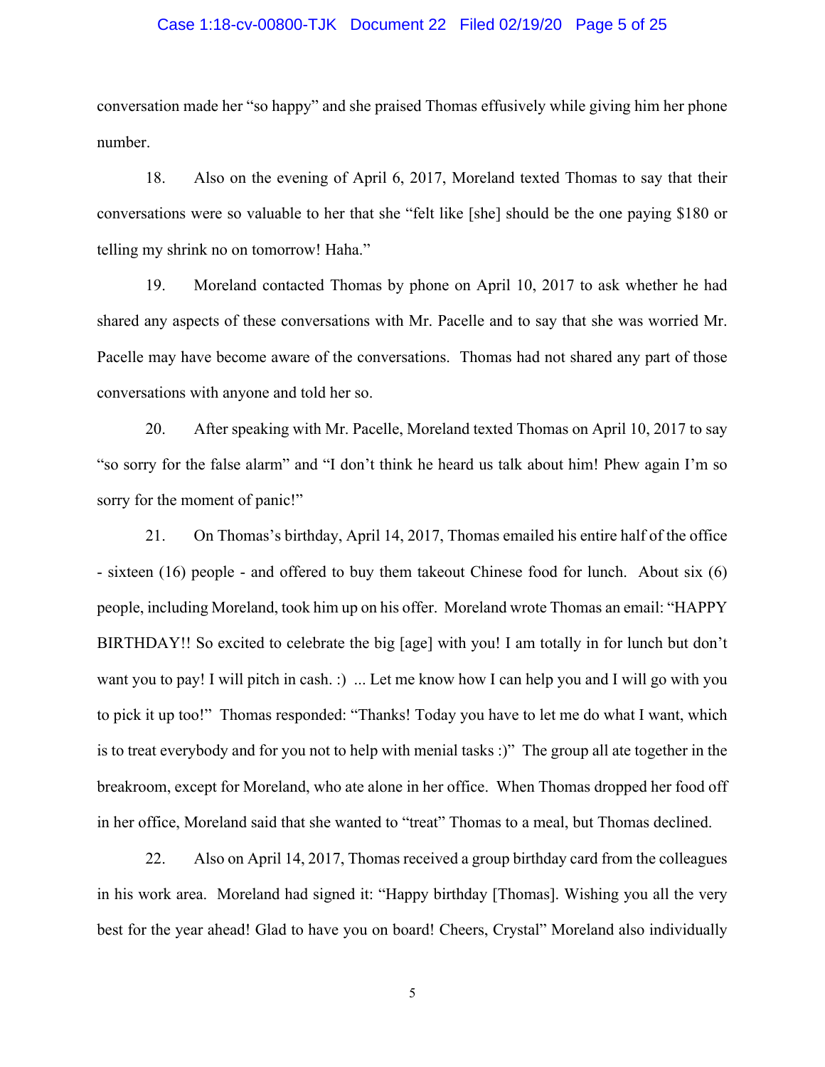conversation made her "so happy" and she praised Thomas effusively while giving him her phone number.

18. Also on the evening of April 6, 2017, Moreland texted Thomas to say that their conversations were so valuable to her that she "felt like [she] should be the one paying $180 or telling my shrink no on tomorrow! Haha."

19. Moreland contacted Thomas by phone on April 10, 2017 to ask whether he had shared any aspects of these conversations with Mr. Pacelle and to say that she was worried Mr. Pacelle may have become aware of the conversations. Thomas had not shared any part of those conversations with anyone and told her so.

20. After speaking with Mr. Pacelle, Moreland texted Thomas on April 10, 2017 to say "so sorry for the false alarm" and "I don't think he heard us talk about him! Phew again I'm so sorry for the moment of panic!"

21. On Thomas's birthday, April 14, 2017, Thomas emailed his entire half of the office - sixteen (16) people - and offered to buy them takeout Chinese food for lunch. About six (6) people, including Moreland, took him up on his offer. Moreland wrote Thomas an email: "HAPPY BIRTHDAY!! So excited to celebrate the big [age] with you! I am totally in for lunch but don't want you to pay! I will pitch in cash. :) ... Let me know how I can help you and I will go with you to pick it up too!" Thomas responded: "Thanks! Today you have to let me do what I want, which is to treat everybody and for you not to help with menial tasks :)" The group all ate together in the breakroom, except for Moreland, who ate alone in her office. When Thomas dropped her food off in her office, Moreland said that she wanted to "treat" Thomas to a meal, but Thomas declined.

22. Also on April 14, 2017, Thomas received a group birthday card from the colleagues in his work area. Moreland had signed it: "Happy birthday [Thomas]. Wishing you all the very best for the year ahead! Glad to have you on board! Cheers, Crystal" Moreland also individually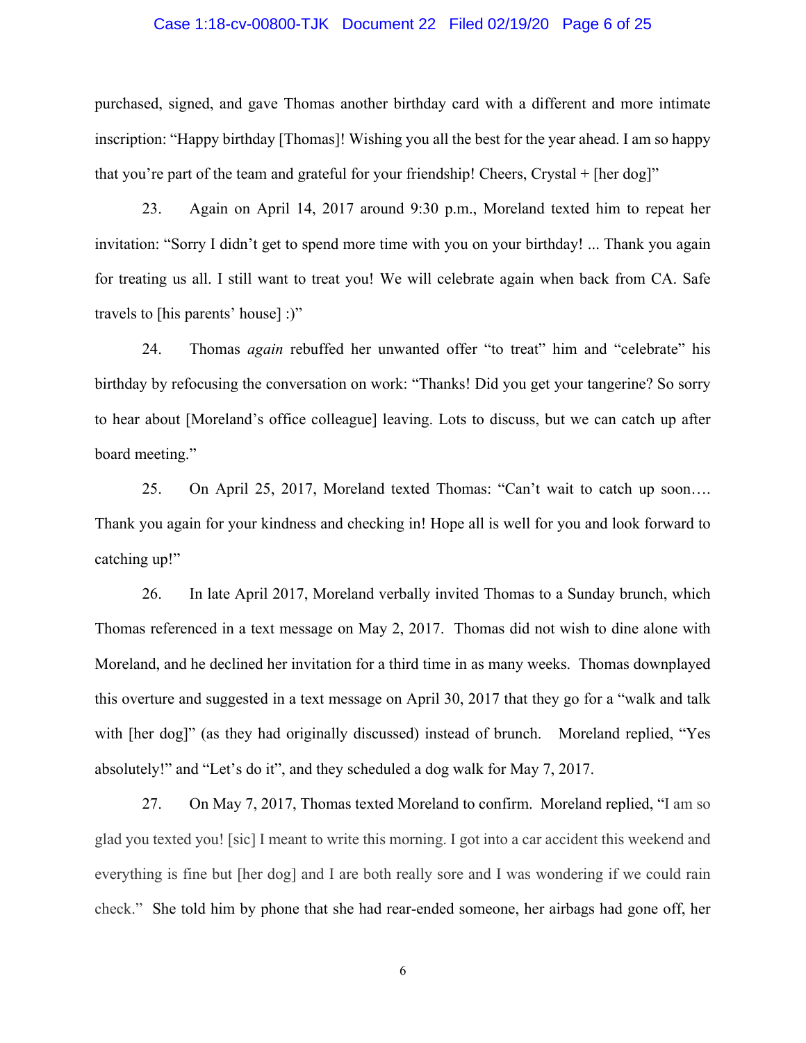purchased, signed, and gave Thomas another birthday card with a different and more intimate inscription: "Happy birthday [Thomas]! Wishing you all the best for the year ahead. I am so happy that you're part of the team and grateful for your friendship! Cheers, Crystal + [her dog]"

23. Again on April 14, 2017 around 9:30 p.m., Moreland texted him to repeat her invitation: "Sorry I didn't get to spend more time with you on your birthday! ... Thank you again for treating us all. I still want to treat you! We will celebrate again when back from CA. Safe travels to [his parents' house] :)"

24. Thomas *again* rebuffed her unwanted offer "to treat" him and "celebrate" his birthday by refocusing the conversation on work: "Thanks! Did you get your tangerine? So sorry to hear about [Moreland's office colleague] leaving. Lots to discuss, but we can catch up after board meeting."

25. On April 25, 2017, Moreland texted Thomas: "Can't wait to catch up soon…. Thank you again for your kindness and checking in! Hope all is well for you and look forward to catching up!"

26. In late April 2017, Moreland verbally invited Thomas to a Sunday brunch, which Thomas referenced in a text message on May 2, 2017. Thomas did not wish to dine alone with Moreland, and he declined her invitation for a third time in as many weeks. Thomas downplayed this overture and suggested in a text message on April 30, 2017 that they go for a "walk and talk with [her dog]" (as they had originally discussed) instead of brunch. Moreland replied, "Yes absolutely!" and "Let's do it", and they scheduled a dog walk for May 7, 2017.

27. On May 7, 2017, Thomas texted Moreland to confirm. Moreland replied, "I am so glad you texted you! [sic] I meant to write this morning. I got into a car accident this weekend and everything is fine but [her dog] and I are both really sore and I was wondering if we could rain check." She told him by phone that she had rear-ended someone, her airbags had gone off, her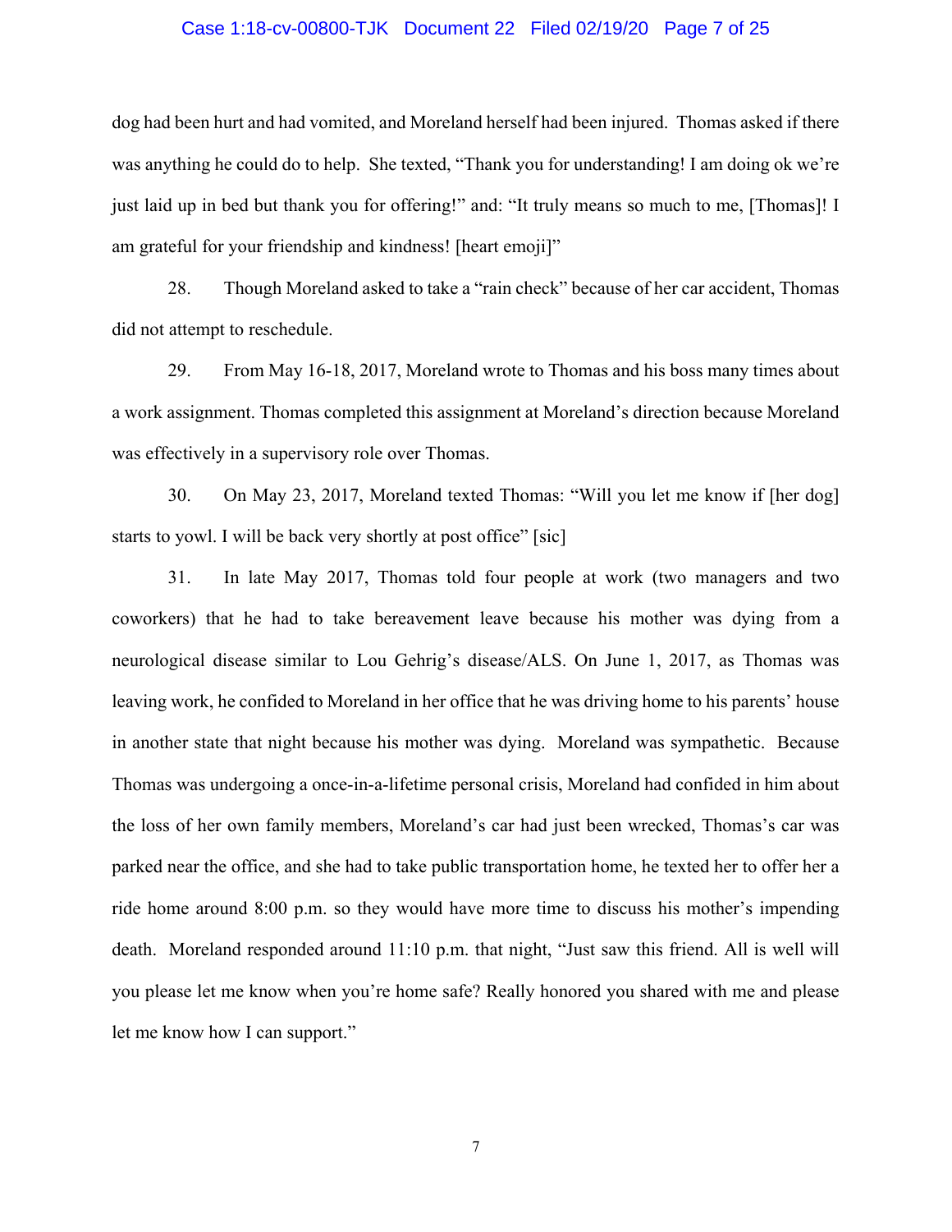dog had been hurt and had vomited, and Moreland herself had been injured. Thomas asked if there was anything he could do to help. She texted, "Thank you for understanding! I am doing ok we're just laid up in bed but thank you for offering!" and: "It truly means so much to me, [Thomas]! I am grateful for your friendship and kindness! [heart emoji]"

28. Though Moreland asked to take a "rain check" because of her car accident, Thomas did not attempt to reschedule.

29. From May 16-18, 2017, Moreland wrote to Thomas and his boss many times about a work assignment. Thomas completed this assignment at Moreland's direction because Moreland was effectively in a supervisory role over Thomas.

30. On May 23, 2017, Moreland texted Thomas: "Will you let me know if [her dog] starts to yowl. I will be back very shortly at post office" [sic]

31. In late May 2017, Thomas told four people at work (two managers and two coworkers) that he had to take bereavement leave because his mother was dying from a neurological disease similar to Lou Gehrig's disease/ALS. On June 1, 2017, as Thomas was leaving work, he confided to Moreland in her office that he was driving home to his parents' house in another state that night because his mother was dying. Moreland was sympathetic. Because Thomas was undergoing a once-in-a-lifetime personal crisis, Moreland had confided in him about the loss of her own family members, Moreland's car had just been wrecked, Thomas's car was parked near the office, and she had to take public transportation home, he texted her to offer her a ride home around 8:00 p.m. so they would have more time to discuss his mother's impending death. Moreland responded around 11:10 p.m. that night, "Just saw this friend. All is well will you please let me know when you're home safe? Really honored you shared with me and please let me know how I can support."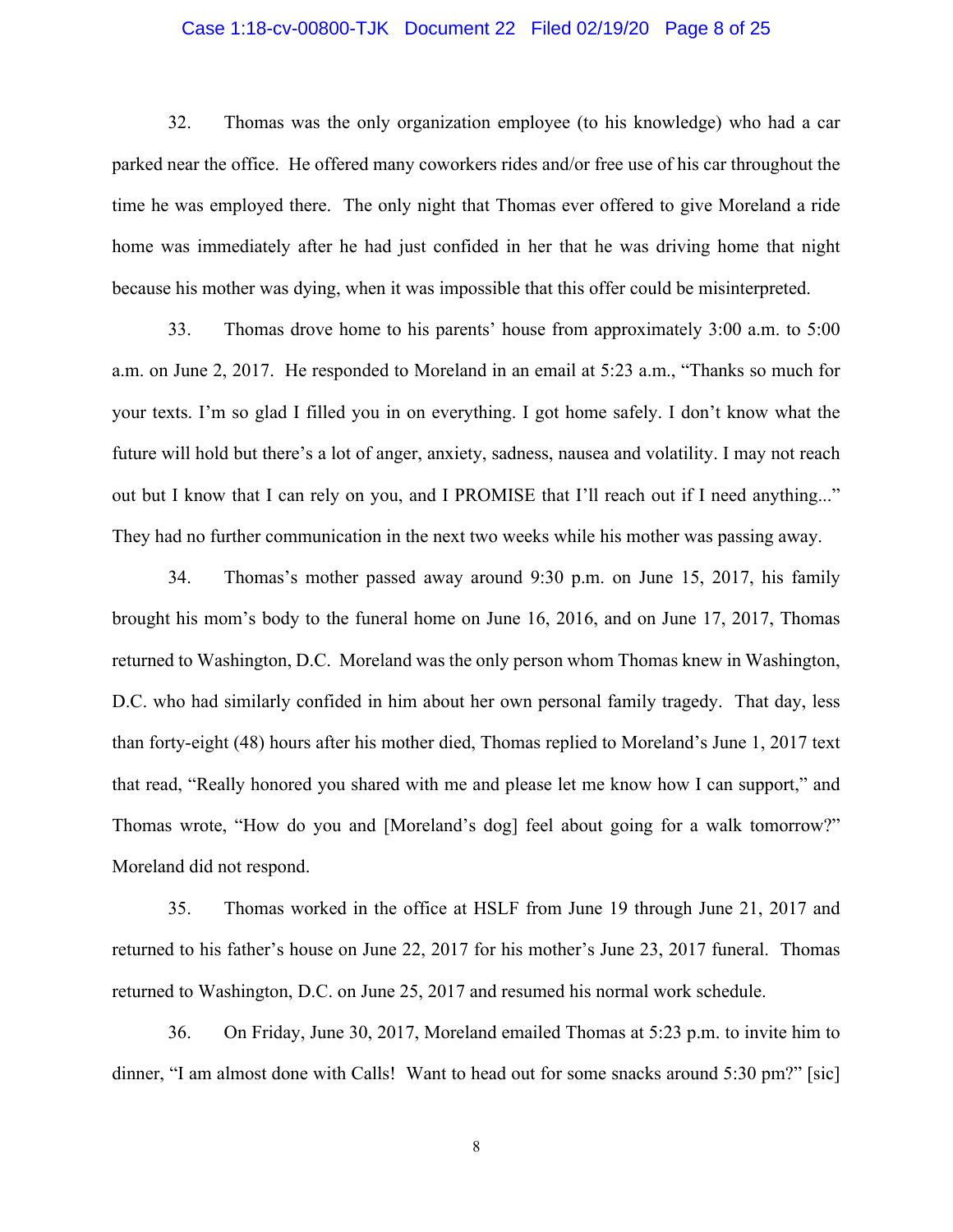32. Thomas was the only organization employee (to his knowledge) who had a car parked near the office. He offered many coworkers rides and/or free use of his car throughout the time he was employed there. The only night that Thomas ever offered to give Moreland a ride home was immediately after he had just confided in her that he was driving home that night because his mother was dying, when it was impossible that this offer could be misinterpreted.

33. Thomas drove home to his parents' house from approximately 3:00 a.m. to 5:00 a.m. on June 2, 2017. He responded to Moreland in an email at 5:23 a.m., "Thanks so much for your texts. I'm so glad I filled you in on everything. I got home safely. I don't know what the future will hold but there's a lot of anger, anxiety, sadness, nausea and volatility. I may not reach out but I know that I can rely on you, and I PROMISE that I'll reach out if I need anything..." They had no further communication in the next two weeks while his mother was passing away.

34. Thomas's mother passed away around 9:30 p.m. on June 15, 2017, his family brought his mom's body to the funeral home on June 16, 2016, and on June 17, 2017, Thomas returned to Washington, D.C. Moreland was the only person whom Thomas knew in Washington, D.C. who had similarly confided in him about her own personal family tragedy. That day, less than forty-eight (48) hours after his mother died, Thomas replied to Moreland's June 1, 2017 text that read, "Really honored you shared with me and please let me know how I can support," and Thomas wrote, "How do you and [Moreland's dog] feel about going for a walk tomorrow?" Moreland did not respond.

35. Thomas worked in the office at HSLF from June 19 through June 21, 2017 and returned to his father's house on June 22, 2017 for his mother's June 23, 2017 funeral. Thomas returned to Washington, D.C. on June 25, 2017 and resumed his normal work schedule.

36. On Friday, June 30, 2017, Moreland emailed Thomas at 5:23 p.m. to invite him to dinner, "I am almost done with Calls! Want to head out for some snacks around 5:30 pm?" [sic]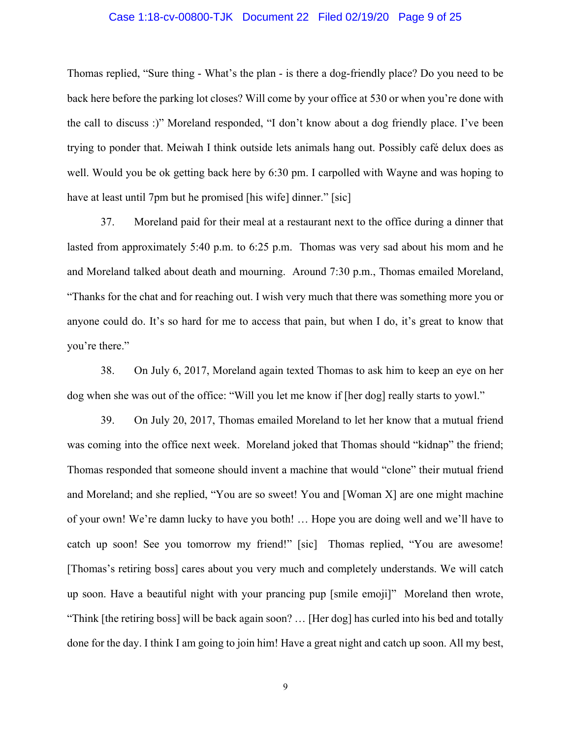Thomas replied, "Sure thing - What's the plan - is there a dog-friendly place? Do you need to be back here before the parking lot closes? Will come by your office at 530 or when you're done with the call to discuss :)" Moreland responded, "I don't know about a dog friendly place. I've been trying to ponder that. Meiwah I think outside lets animals hang out. Possibly café delux does as well. Would you be ok getting back here by 6:30 pm. I carpolled with Wayne and was hoping to have at least until 7pm but he promised [his wife] dinner." [sic]

37. Moreland paid for their meal at a restaurant next to the office during a dinner that lasted from approximately 5:40 p.m. to 6:25 p.m. Thomas was very sad about his mom and he and Moreland talked about death and mourning. Around 7:30 p.m., Thomas emailed Moreland, "Thanks for the chat and for reaching out. I wish very much that there was something more you or anyone could do. It's so hard for me to access that pain, but when I do, it's great to know that you're there."

38. On July 6, 2017, Moreland again texted Thomas to ask him to keep an eye on her dog when she was out of the office: "Will you let me know if [her dog] really starts to yowl."

39. On July 20, 2017, Thomas emailed Moreland to let her know that a mutual friend was coming into the office next week. Moreland joked that Thomas should "kidnap" the friend; Thomas responded that someone should invent a machine that would "clone" their mutual friend and Moreland; and she replied, "You are so sweet! You and [Woman X] are one might machine of your own! We're damn lucky to have you both! … Hope you are doing well and we'll have to catch up soon! See you tomorrow my friend!" [sic] Thomas replied, "You are awesome! [Thomas's retiring boss] cares about you very much and completely understands. We will catch up soon. Have a beautiful night with your prancing pup [smile emoji]" Moreland then wrote, "Think [the retiring boss] will be back again soon? … [Her dog] has curled into his bed and totally done for the day. I think I am going to join him! Have a great night and catch up soon. All my best,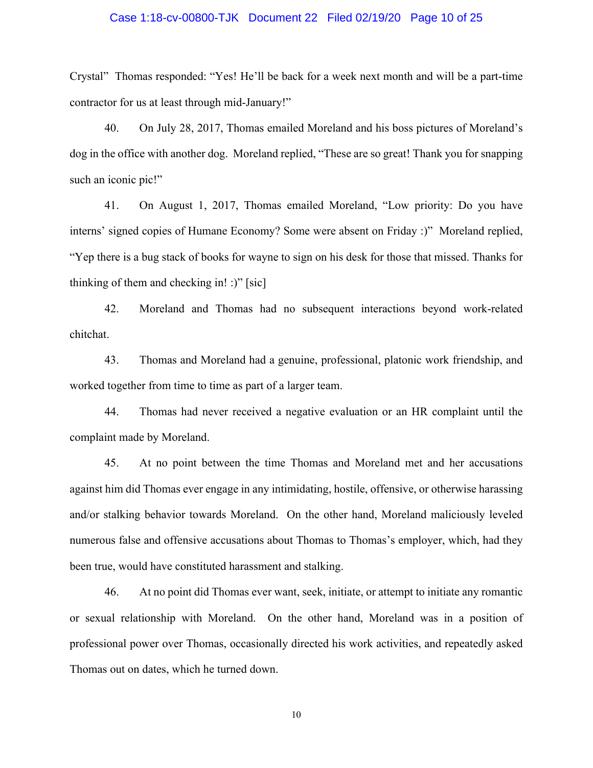Crystal" Thomas responded: "Yes! He'll be back for a week next month and will be a part-time contractor for us at least through mid-January!"

40. On July 28, 2017, Thomas emailed Moreland and his boss pictures of Moreland's dog in the office with another dog. Moreland replied, "These are so great! Thank you for snapping such an iconic pic!"

41. On August 1, 2017, Thomas emailed Moreland, "Low priority: Do you have interns' signed copies of Humane Economy? Some were absent on Friday :)" Moreland replied, "Yep there is a bug stack of books for wayne to sign on his desk for those that missed. Thanks for thinking of them and checking in! :)" [sic]

42. Moreland and Thomas had no subsequent interactions beyond work-related chitchat.

43. Thomas and Moreland had a genuine, professional, platonic work friendship, and worked together from time to time as part of a larger team.

44. Thomas had never received a negative evaluation or an HR complaint until the complaint made by Moreland.

45. At no point between the time Thomas and Moreland met and her accusations against him did Thomas ever engage in any intimidating, hostile, offensive, or otherwise harassing and/or stalking behavior towards Moreland. On the other hand, Moreland maliciously leveled numerous false and offensive accusations about Thomas to Thomas's employer, which, had they been true, would have constituted harassment and stalking.

46. At no point did Thomas ever want, seek, initiate, or attempt to initiate any romantic or sexual relationship with Moreland. On the other hand, Moreland was in a position of professional power over Thomas, occasionally directed his work activities, and repeatedly asked Thomas out on dates, which he turned down.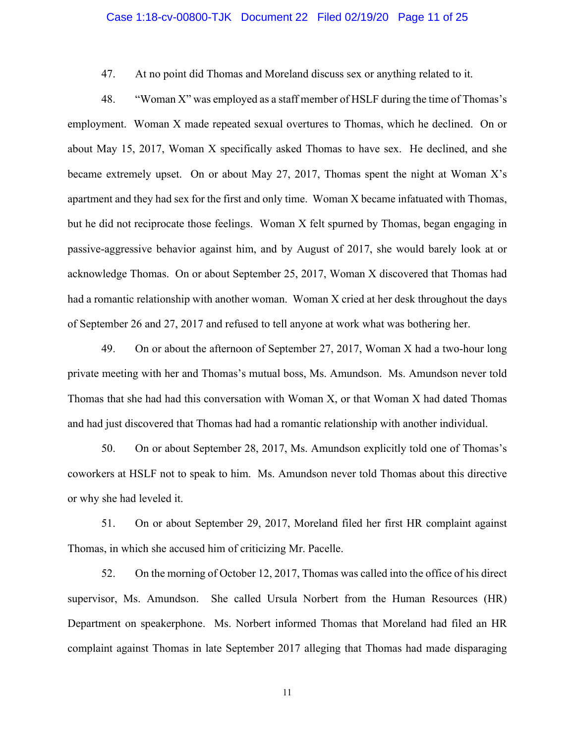47. At no point did Thomas and Moreland discuss sex or anything related to it.

48. "Woman X" was employed as a staff member of HSLF during the time of Thomas's employment. Woman X made repeated sexual overtures to Thomas, which he declined. On or about May 15, 2017, Woman X specifically asked Thomas to have sex. He declined, and she became extremely upset. On or about May 27, 2017, Thomas spent the night at Woman X's apartment and they had sex for the first and only time. Woman X became infatuated with Thomas, but he did not reciprocate those feelings. Woman X felt spurned by Thomas, began engaging in passive-aggressive behavior against him, and by August of 2017, she would barely look at or acknowledge Thomas. On or about September 25, 2017, Woman X discovered that Thomas had had a romantic relationship with another woman. Woman X cried at her desk throughout the days of September 26 and 27, 2017 and refused to tell anyone at work what was bothering her.

49. On or about the afternoon of September 27, 2017, Woman X had a two-hour long private meeting with her and Thomas's mutual boss, Ms. Amundson. Ms. Amundson never told Thomas that she had had this conversation with Woman X, or that Woman X had dated Thomas and had just discovered that Thomas had had a romantic relationship with another individual.

50. On or about September 28, 2017, Ms. Amundson explicitly told one of Thomas's coworkers at HSLF not to speak to him. Ms. Amundson never told Thomas about this directive or why she had leveled it.

51. On or about September 29, 2017, Moreland filed her first HR complaint against Thomas, in which she accused him of criticizing Mr. Pacelle.

52. On the morning of October 12, 2017, Thomas was called into the office of his direct supervisor, Ms. Amundson. She called Ursula Norbert from the Human Resources (HR) Department on speakerphone. Ms. Norbert informed Thomas that Moreland had filed an HR complaint against Thomas in late September 2017 alleging that Thomas had made disparaging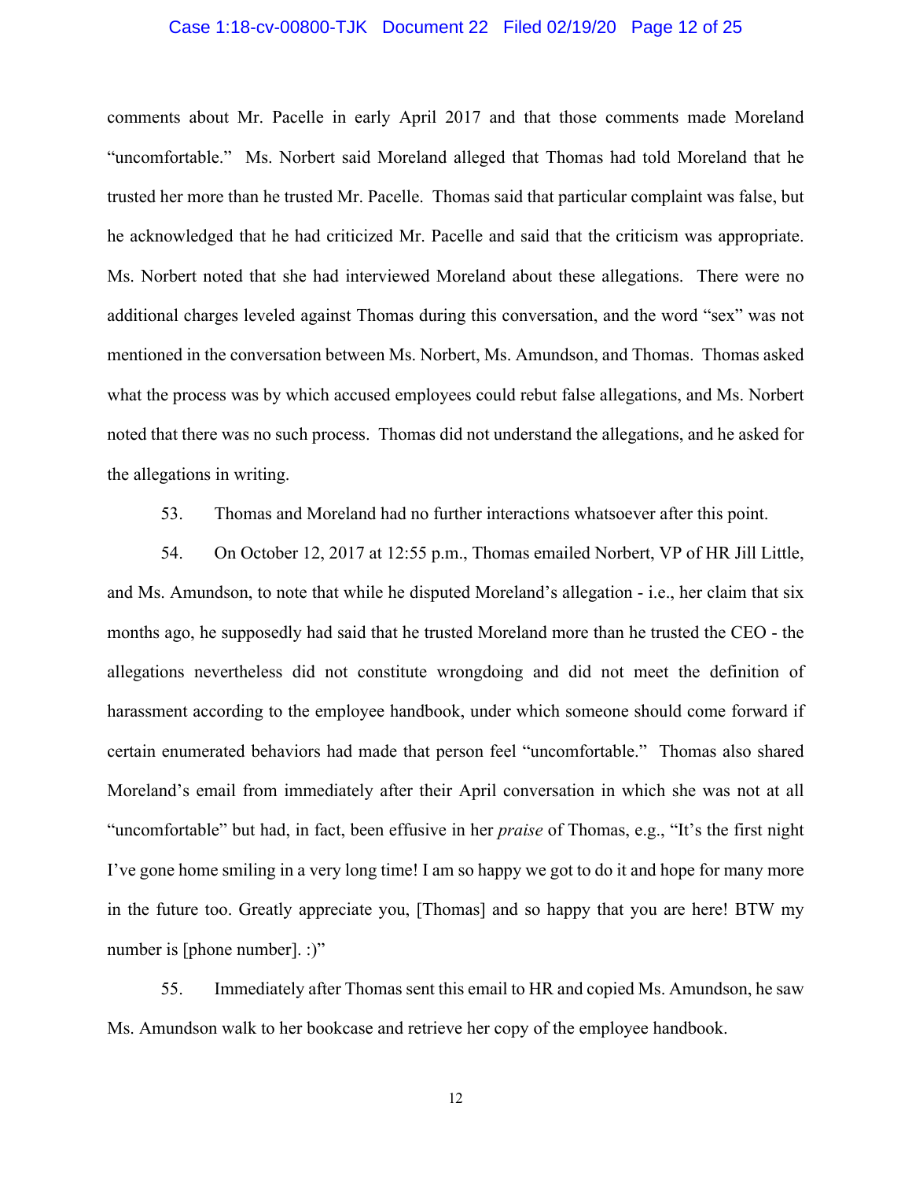comments about Mr. Pacelle in early April 2017 and that those comments made Moreland "uncomfortable." Ms. Norbert said Moreland alleged that Thomas had told Moreland that he trusted her more than he trusted Mr. Pacelle. Thomas said that particular complaint was false, but he acknowledged that he had criticized Mr. Pacelle and said that the criticism was appropriate. Ms. Norbert noted that she had interviewed Moreland about these allegations. There were no additional charges leveled against Thomas during this conversation, and the word "sex" was not mentioned in the conversation between Ms. Norbert, Ms. Amundson, and Thomas. Thomas asked what the process was by which accused employees could rebut false allegations, and Ms. Norbert noted that there was no such process. Thomas did not understand the allegations, and he asked for the allegations in writing.

53. Thomas and Moreland had no further interactions whatsoever after this point.

54. On October 12, 2017 at 12:55 p.m., Thomas emailed Norbert, VP of HR Jill Little, and Ms. Amundson, to note that while he disputed Moreland's allegation - i.e., her claim that six months ago, he supposedly had said that he trusted Moreland more than he trusted the CEO - the allegations nevertheless did not constitute wrongdoing and did not meet the definition of harassment according to the employee handbook, under which someone should come forward if certain enumerated behaviors had made that person feel "uncomfortable." Thomas also shared Moreland's email from immediately after their April conversation in which she was not at all "uncomfortable" but had, in fact, been effusive in her *praise* of Thomas, e.g., "It's the first night I've gone home smiling in a very long time! I am so happy we got to do it and hope for many more in the future too. Greatly appreciate you, [Thomas] and so happy that you are here! BTW my number is [phone number]. :)"

55. Immediately after Thomas sent this email to HR and copied Ms. Amundson, he saw Ms. Amundson walk to her bookcase and retrieve her copy of the employee handbook.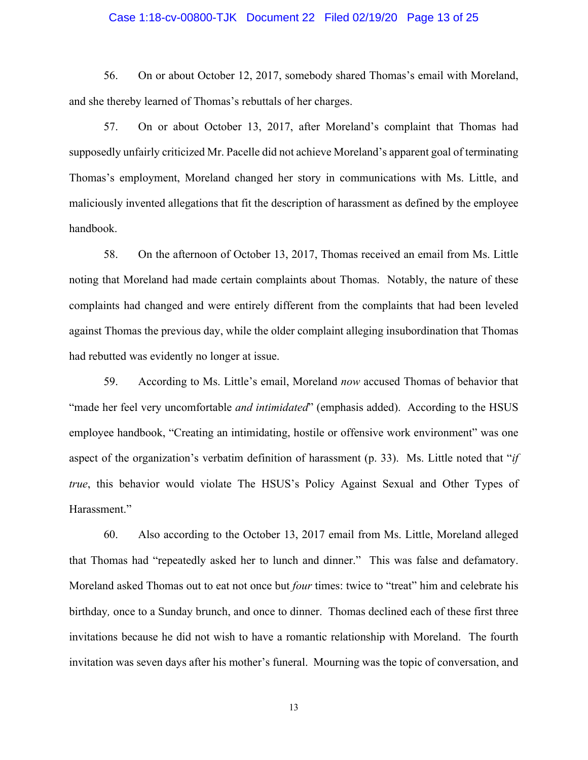56. On or about October 12, 2017, somebody shared Thomas's email with Moreland, and she thereby learned of Thomas's rebuttals of her charges.

57. On or about October 13, 2017, after Moreland's complaint that Thomas had supposedly unfairly criticized Mr. Pacelle did not achieve Moreland's apparent goal of terminating Thomas's employment, Moreland changed her story in communications with Ms. Little, and maliciously invented allegations that fit the description of harassment as defined by the employee handbook.

58. On the afternoon of October 13, 2017, Thomas received an email from Ms. Little noting that Moreland had made certain complaints about Thomas. Notably, the nature of these complaints had changed and were entirely different from the complaints that had been leveled against Thomas the previous day, while the older complaint alleging insubordination that Thomas had rebutted was evidently no longer at issue.

59. According to Ms. Little's email, Moreland *now* accused Thomas of behavior that "made her feel very uncomfortable *and intimidated*" (emphasis added). According to the HSUS employee handbook, "Creating an intimidating, hostile or offensive work environment" was one aspect of the organization's verbatim definition of harassment (p. 33). Ms. Little noted that "*if true*, this behavior would violate The HSUS's Policy Against Sexual and Other Types of Harassment."

60. Also according to the October 13, 2017 email from Ms. Little, Moreland alleged that Thomas had "repeatedly asked her to lunch and dinner." This was false and defamatory. Moreland asked Thomas out to eat not once but *four* times: twice to "treat" him and celebrate his birthday, once to a Sunday brunch, and once to dinner. Thomas declined each of these first three invitations because he did not wish to have a romantic relationship with Moreland. The fourth invitation was seven days after his mother's funeral. Mourning was the topic of conversation, and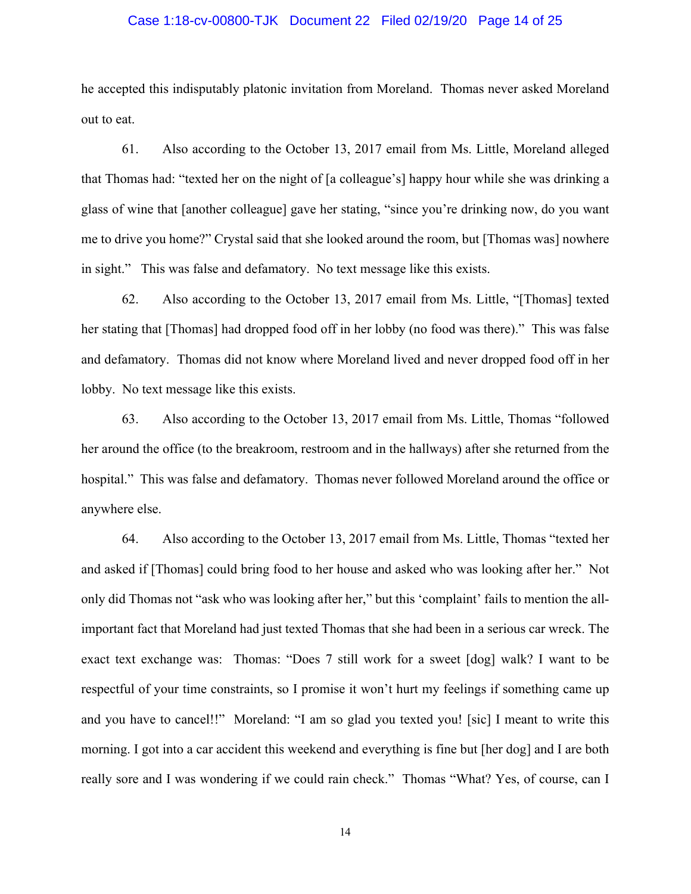he accepted this indisputably platonic invitation from Moreland. Thomas never asked Moreland out to eat.

61. Also according to the October 13, 2017 email from Ms. Little, Moreland alleged that Thomas had: "texted her on the night of [a colleague's] happy hour while she was drinking a glass of wine that [another colleague] gave her stating, "since you're drinking now, do you want me to drive you home?" Crystal said that she looked around the room, but [Thomas was] nowhere in sight." This was false and defamatory. No text message like this exists.

62. Also according to the October 13, 2017 email from Ms. Little, "[Thomas] texted her stating that [Thomas] had dropped food off in her lobby (no food was there)." This was false and defamatory. Thomas did not know where Moreland lived and never dropped food off in her lobby. No text message like this exists.

63. Also according to the October 13, 2017 email from Ms. Little, Thomas "followed her around the office (to the breakroom, restroom and in the hallways) after she returned from the hospital." This was false and defamatory. Thomas never followed Moreland around the office or anywhere else.

64. Also according to the October 13, 2017 email from Ms. Little, Thomas "texted her and asked if [Thomas] could bring food to her house and asked who was looking after her." Not only did Thomas not "ask who was looking after her," but this 'complaint' fails to mention the all-important fact that Moreland had just texted Thomas that she had been in a serious car wreck. The exact text exchange was: Thomas: "Does 7 still work for a sweet [dog] walk? I want to be respectful of your time constraints, so I promise it won't hurt my feelings if something came up and you have to cancel!!" Moreland: "I am so glad you texted you! [sic] I meant to write this morning. I got into a car accident this weekend and everything is fine but [her dog] and I are both really sore and I was wondering if we could rain check." Thomas "What? Yes, of course, can I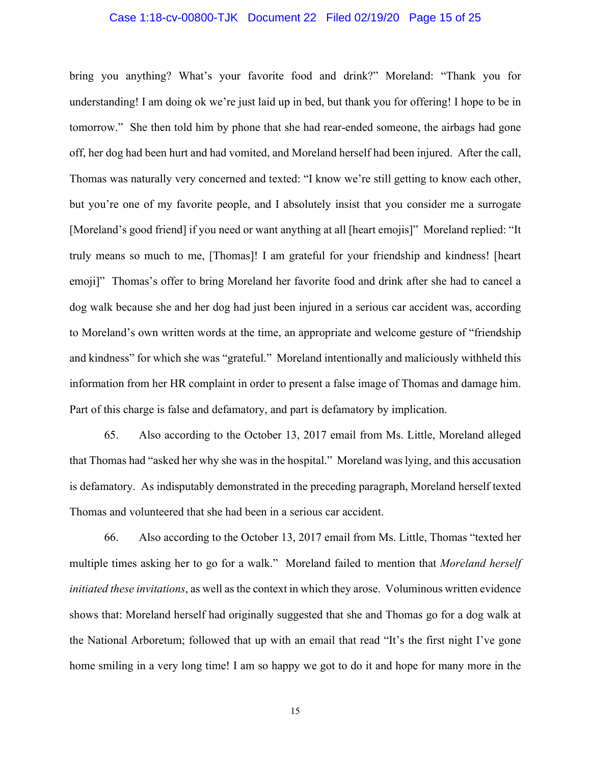bring you anything? What's your favorite food and drink?" Moreland: "Thank you for understanding! I am doing ok we're just laid up in bed, but thank you for offering! I hope to be in tomorrow." She then told him by phone that she had rear-ended someone, the airbags had gone off, her dog had been hurt and had vomited, and Moreland herself had been injured. After the call, Thomas was naturally very concerned and texted: "I know we're still getting to know each other, but you're one of my favorite people, and I absolutely insist that you consider me a surrogate [Moreland's good friend] if you need or want anything at all [heart emojis]" Moreland replied: "It truly means so much to me, [Thomas]! I am grateful for your friendship and kindness! [heart emoji]" Thomas's offer to bring Moreland her favorite food and drink after she had to cancel a dog walk because she and her dog had just been injured in a serious car accident was, according to Moreland's own written words at the time, an appropriate and welcome gesture of "friendship and kindness" for which she was "grateful." Moreland intentionally and maliciously withheld this information from her HR complaint in order to present a false image of Thomas and damage him. Part of this charge is false and defamatory, and part is defamatory by implication.

65. Also according to the October 13, 2017 email from Ms. Little, Moreland alleged that Thomas had "asked her why she was in the hospital." Moreland was lying, and this accusation is defamatory. As indisputably demonstrated in the preceding paragraph, Moreland herself texted Thomas and volunteered that she had been in a serious car accident.

66. Also according to the October 13, 2017 email from Ms. Little, Thomas "texted her multiple times asking her to go for a walk." Moreland failed to mention that *Moreland herself initiated these invitations*, as well as the context in which they arose. Voluminous written evidence shows that: Moreland herself had originally suggested that she and Thomas go for a dog walk at the National Arboretum; followed that up with an email that read "It's the first night I've gone home smiling in a very long time! I am so happy we got to do it and hope for many more in the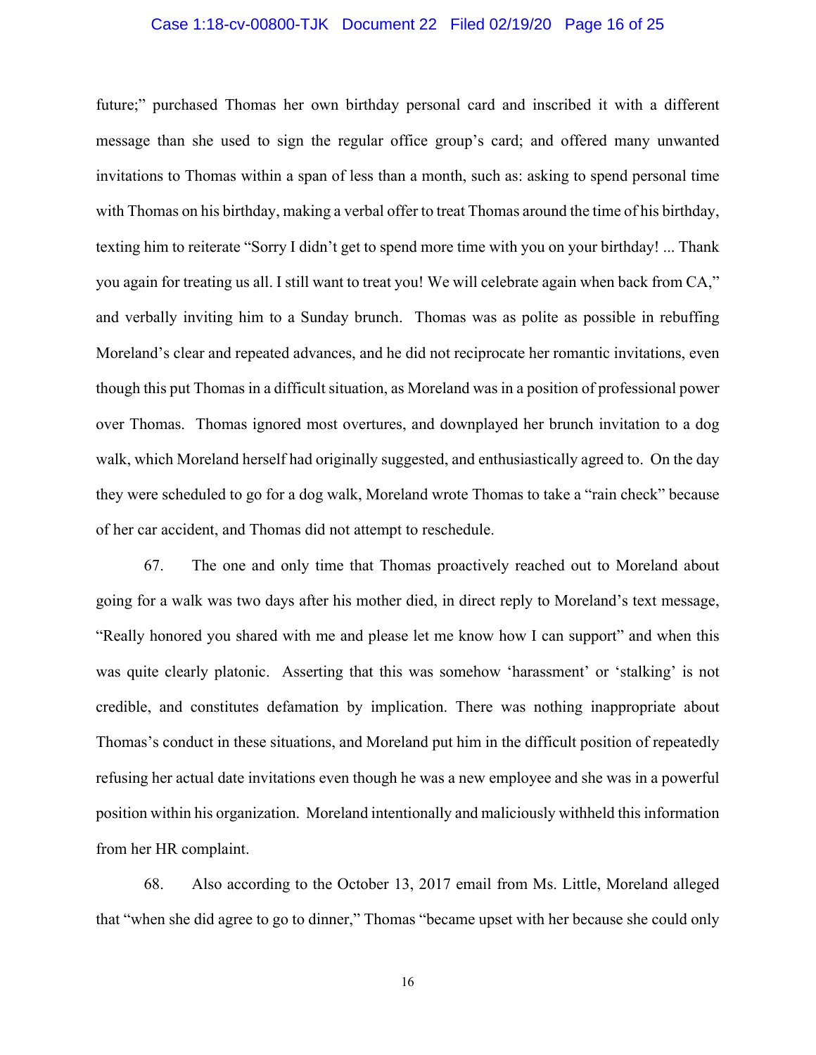future;" purchased Thomas her own birthday personal card and inscribed it with a different message than she used to sign the regular office group's card; and offered many unwanted invitations to Thomas within a span of less than a month, such as: asking to spend personal time with Thomas on his birthday, making a verbal offer to treat Thomas around the time of his birthday, texting him to reiterate "Sorry I didn't get to spend more time with you on your birthday! ... Thank you again for treating us all. I still want to treat you! We will celebrate again when back from CA," and verbally inviting him to a Sunday brunch. Thomas was as polite as possible in rebuffing Moreland's clear and repeated advances, and he did not reciprocate her romantic invitations, even though this put Thomas in a difficult situation, as Moreland was in a position of professional power over Thomas. Thomas ignored most overtures, and downplayed her brunch invitation to a dog walk, which Moreland herself had originally suggested, and enthusiastically agreed to. On the day they were scheduled to go for a dog walk, Moreland wrote Thomas to take a "rain check" because of her car accident, and Thomas did not attempt to reschedule.

67. The one and only time that Thomas proactively reached out to Moreland about going for a walk was two days after his mother died, in direct reply to Moreland's text message, "Really honored you shared with me and please let me know how I can support" and when this was quite clearly platonic. Asserting that this was somehow 'harassment' or 'stalking' is not credible, and constitutes defamation by implication. There was nothing inappropriate about Thomas's conduct in these situations, and Moreland put him in the difficult position of repeatedly refusing her actual date invitations even though he was a new employee and she was in a powerful position within his organization. Moreland intentionally and maliciously withheld this information from her HR complaint.

68. Also according to the October 13, 2017 email from Ms. Little, Moreland alleged that "when she did agree to go to dinner," Thomas "became upset with her because she could only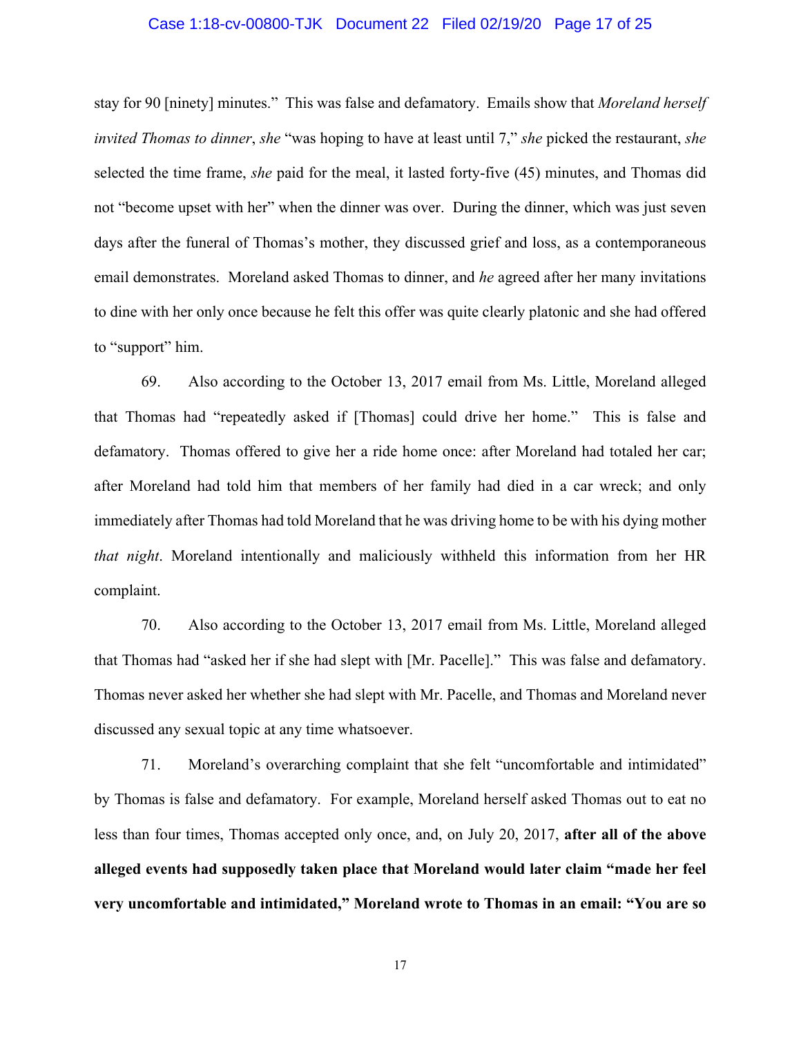stay for 90 [ninety] minutes." This was false and defamatory. Emails show that *Moreland herself invited Thomas to dinner*, *she* "was hoping to have at least until 7," *she* picked the restaurant, *she* selected the time frame, *she* paid for the meal, it lasted forty-five (45) minutes, and Thomas did not "become upset with her" when the dinner was over. During the dinner, which was just seven days after the funeral of Thomas's mother, they discussed grief and loss, as a contemporaneous email demonstrates. Moreland asked Thomas to dinner, and *he* agreed after her many invitations to dine with her only once because he felt this offer was quite clearly platonic and she had offered to "support" him.

69. Also according to the October 13, 2017 email from Ms. Little, Moreland alleged that Thomas had "repeatedly asked if [Thomas] could drive her home." This is false and defamatory. Thomas offered to give her a ride home once: after Moreland had totaled her car; after Moreland had told him that members of her family had died in a car wreck; and only immediately after Thomas had told Moreland that he was driving home to be with his dying mother *that night*. Moreland intentionally and maliciously withheld this information from her HR complaint.

70. Also according to the October 13, 2017 email from Ms. Little, Moreland alleged that Thomas had "asked her if she had slept with [Mr. Pacelle]." This was false and defamatory. Thomas never asked her whether she had slept with Mr. Pacelle, and Thomas and Moreland never discussed any sexual topic at any time whatsoever.

71. Moreland's overarching complaint that she felt "uncomfortable and intimidated" by Thomas is false and defamatory. For example, Moreland herself asked Thomas out to eat no less than four times, Thomas accepted only once, and, on July 20, 2017, **after all of the above alleged events had supposedly taken place that Moreland would later claim "made her feel very uncomfortable and intimidated," Moreland wrote to Thomas in an email: "You are so**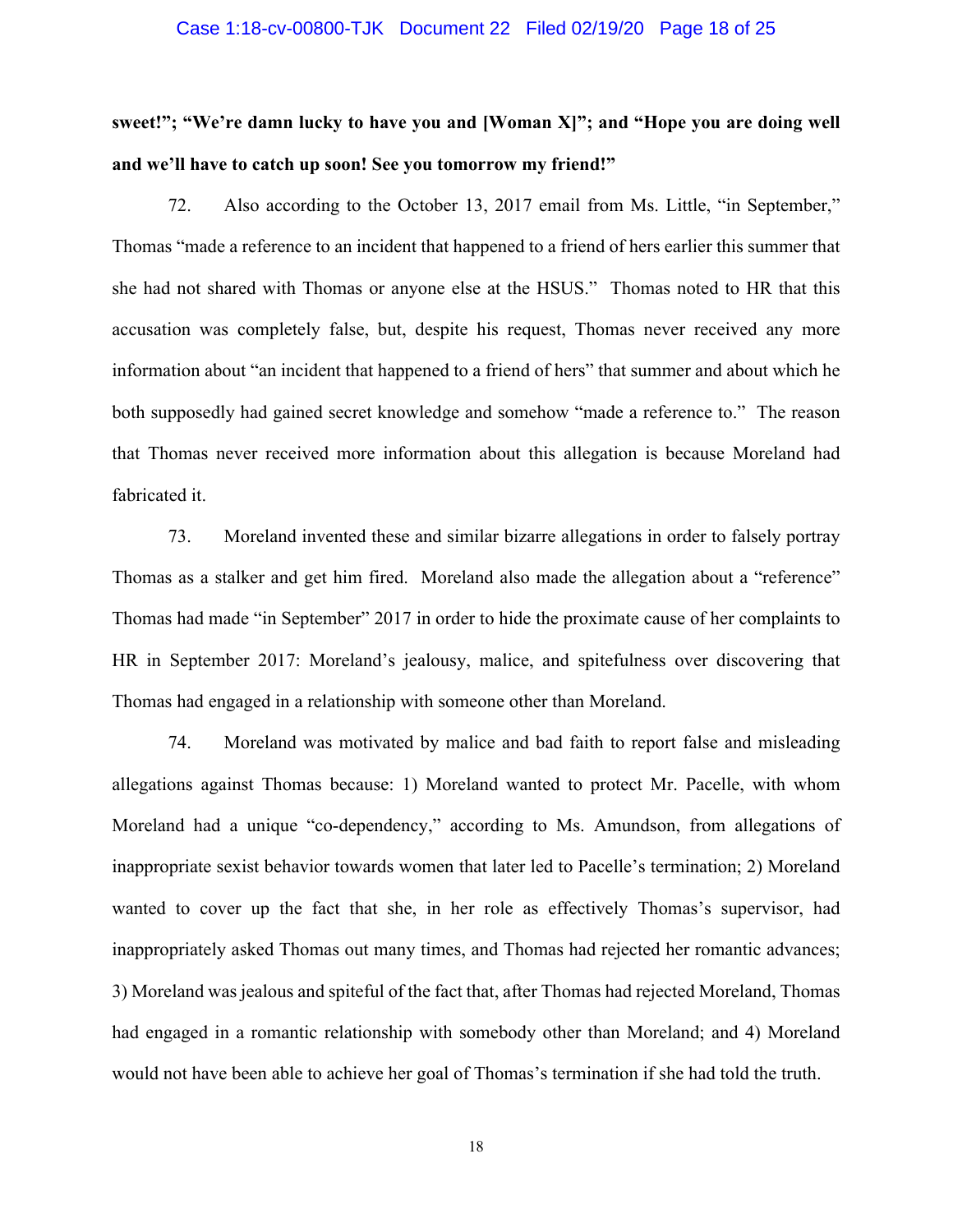**sweet!"; "We're damn lucky to have you and [Woman X]"; and "Hope you are doing well and we'll have to catch up soon! See you tomorrow my friend!"**

72. Also according to the October 13, 2017 email from Ms. Little, "in September," Thomas "made a reference to an incident that happened to a friend of hers earlier this summer that she had not shared with Thomas or anyone else at the HSUS." Thomas noted to HR that this accusation was completely false, but, despite his request, Thomas never received any more information about "an incident that happened to a friend of hers" that summer and about which he both supposedly had gained secret knowledge and somehow "made a reference to." The reason that Thomas never received more information about this allegation is because Moreland had fabricated it.

73. Moreland invented these and similar bizarre allegations in order to falsely portray Thomas as a stalker and get him fired. Moreland also made the allegation about a "reference" Thomas had made "in September" 2017 in order to hide the proximate cause of her complaints to HR in September 2017: Moreland's jealousy, malice, and spitefulness over discovering that Thomas had engaged in a relationship with someone other than Moreland.

74. Moreland was motivated by malice and bad faith to report false and misleading allegations against Thomas because: 1) Moreland wanted to protect Mr. Pacelle, with whom Moreland had a unique "co-dependency," according to Ms. Amundson, from allegations of inappropriate sexist behavior towards women that later led to Pacelle's termination; 2) Moreland wanted to cover up the fact that she, in her role as effectively Thomas's supervisor, had inappropriately asked Thomas out many times, and Thomas had rejected her romantic advances; 3) Moreland was jealous and spiteful of the fact that, after Thomas had rejected Moreland, Thomas had engaged in a romantic relationship with somebody other than Moreland; and 4) Moreland would not have been able to achieve her goal of Thomas's termination if she had told the truth.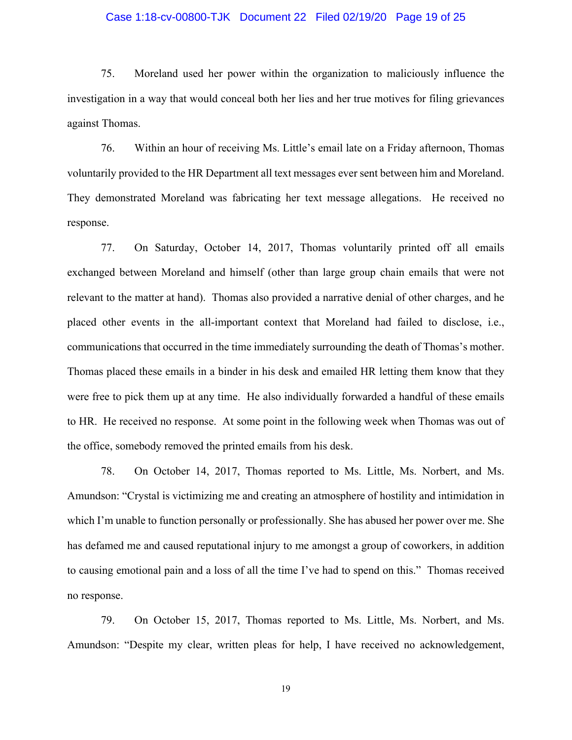75. Moreland used her power within the organization to maliciously influence the investigation in a way that would conceal both her lies and her true motives for filing grievances against Thomas.

76. Within an hour of receiving Ms. Little's email late on a Friday afternoon, Thomas voluntarily provided to the HR Department all text messages ever sent between him and Moreland. They demonstrated Moreland was fabricating her text message allegations. He received no response.

77. On Saturday, October 14, 2017, Thomas voluntarily printed off all emails exchanged between Moreland and himself (other than large group chain emails that were not relevant to the matter at hand). Thomas also provided a narrative denial of other charges, and he placed other events in the all-important context that Moreland had failed to disclose, i.e., communications that occurred in the time immediately surrounding the death of Thomas's mother. Thomas placed these emails in a binder in his desk and emailed HR letting them know that they were free to pick them up at any time. He also individually forwarded a handful of these emails to HR. He received no response. At some point in the following week when Thomas was out of the office, somebody removed the printed emails from his desk.

78. On October 14, 2017, Thomas reported to Ms. Little, Ms. Norbert, and Ms. Amundson: "Crystal is victimizing me and creating an atmosphere of hostility and intimidation in which I'm unable to function personally or professionally. She has abused her power over me. She has defamed me and caused reputational injury to me amongst a group of coworkers, in addition to causing emotional pain and a loss of all the time I've had to spend on this." Thomas received no response.

79. On October 15, 2017, Thomas reported to Ms. Little, Ms. Norbert, and Ms. Amundson: "Despite my clear, written pleas for help, I have received no acknowledgement,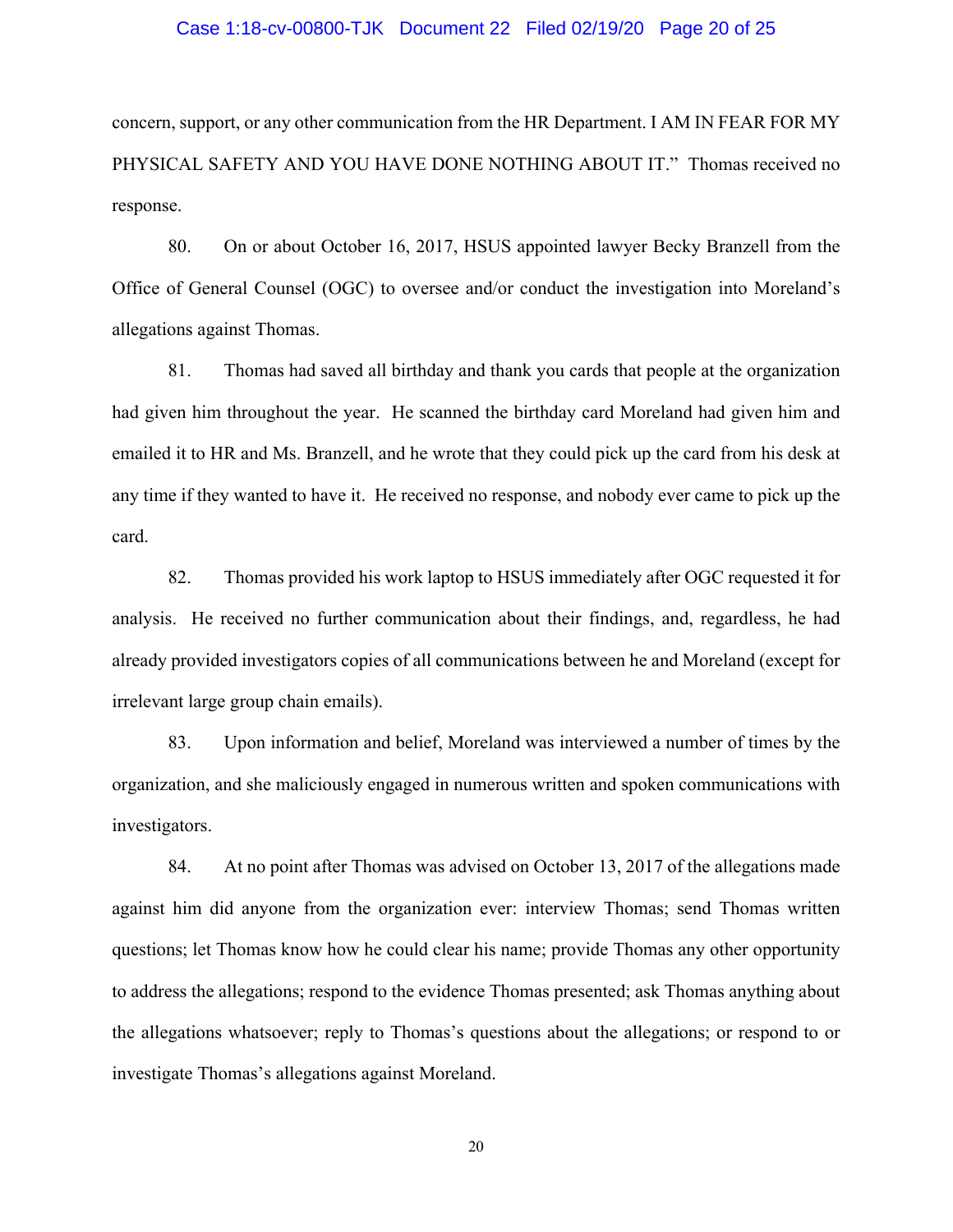concern, support, or any other communication from the HR Department. I AM IN FEAR FOR MY PHYSICAL SAFETY AND YOU HAVE DONE NOTHING ABOUT IT." Thomas received no response.

80. On or about October 16, 2017, HSUS appointed lawyer Becky Branzell from the Office of General Counsel (OGC) to oversee and/or conduct the investigation into Moreland's allegations against Thomas.

81. Thomas had saved all birthday and thank you cards that people at the organization had given him throughout the year. He scanned the birthday card Moreland had given him and emailed it to HR and Ms. Branzell, and he wrote that they could pick up the card from his desk at any time if they wanted to have it. He received no response, and nobody ever came to pick up the card.

82. Thomas provided his work laptop to HSUS immediately after OGC requested it for analysis. He received no further communication about their findings, and, regardless, he had already provided investigators copies of all communications between he and Moreland (except for irrelevant large group chain emails).

83. Upon information and belief, Moreland was interviewed a number of times by the organization, and she maliciously engaged in numerous written and spoken communications with investigators.

84. At no point after Thomas was advised on October 13, 2017 of the allegations made against him did anyone from the organization ever: interview Thomas; send Thomas written questions; let Thomas know how he could clear his name; provide Thomas any other opportunity to address the allegations; respond to the evidence Thomas presented; ask Thomas anything about the allegations whatsoever; reply to Thomas's questions about the allegations; or respond to or investigate Thomas's allegations against Moreland.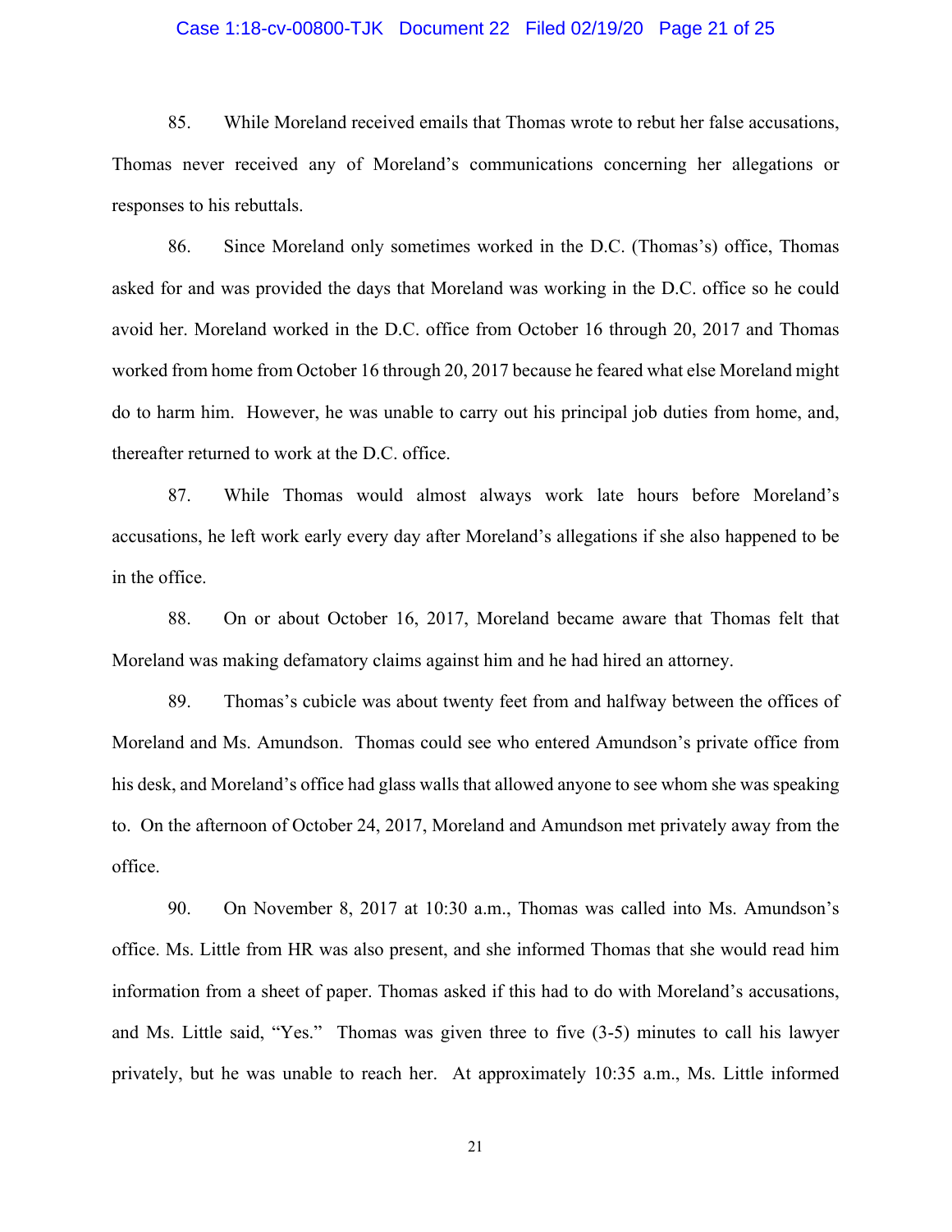85. While Moreland received emails that Thomas wrote to rebut her false accusations, Thomas never received any of Moreland's communications concerning her allegations or responses to his rebuttals.

86. Since Moreland only sometimes worked in the D.C. (Thomas's) office, Thomas asked for and was provided the days that Moreland was working in the D.C. office so he could avoid her. Moreland worked in the D.C. office from October 16 through 20, 2017 and Thomas worked from home from October 16 through 20, 2017 because he feared what else Moreland might do to harm him. However, he was unable to carry out his principal job duties from home, and, thereafter returned to work at the D.C. office.

87. While Thomas would almost always work late hours before Moreland's accusations, he left work early every day after Moreland's allegations if she also happened to be in the office.

88. On or about October 16, 2017, Moreland became aware that Thomas felt that Moreland was making defamatory claims against him and he had hired an attorney.

89. Thomas's cubicle was about twenty feet from and halfway between the offices of Moreland and Ms. Amundson. Thomas could see who entered Amundson's private office from his desk, and Moreland's office had glass walls that allowed anyone to see whom she was speaking to. On the afternoon of October 24, 2017, Moreland and Amundson met privately away from the office.

90. On November 8, 2017 at 10:30 a.m., Thomas was called into Ms. Amundson's office. Ms. Little from HR was also present, and she informed Thomas that she would read him information from a sheet of paper. Thomas asked if this had to do with Moreland's accusations, and Ms. Little said, "Yes." Thomas was given three to five (3-5) minutes to call his lawyer privately, but he was unable to reach her. At approximately 10:35 a.m., Ms. Little informed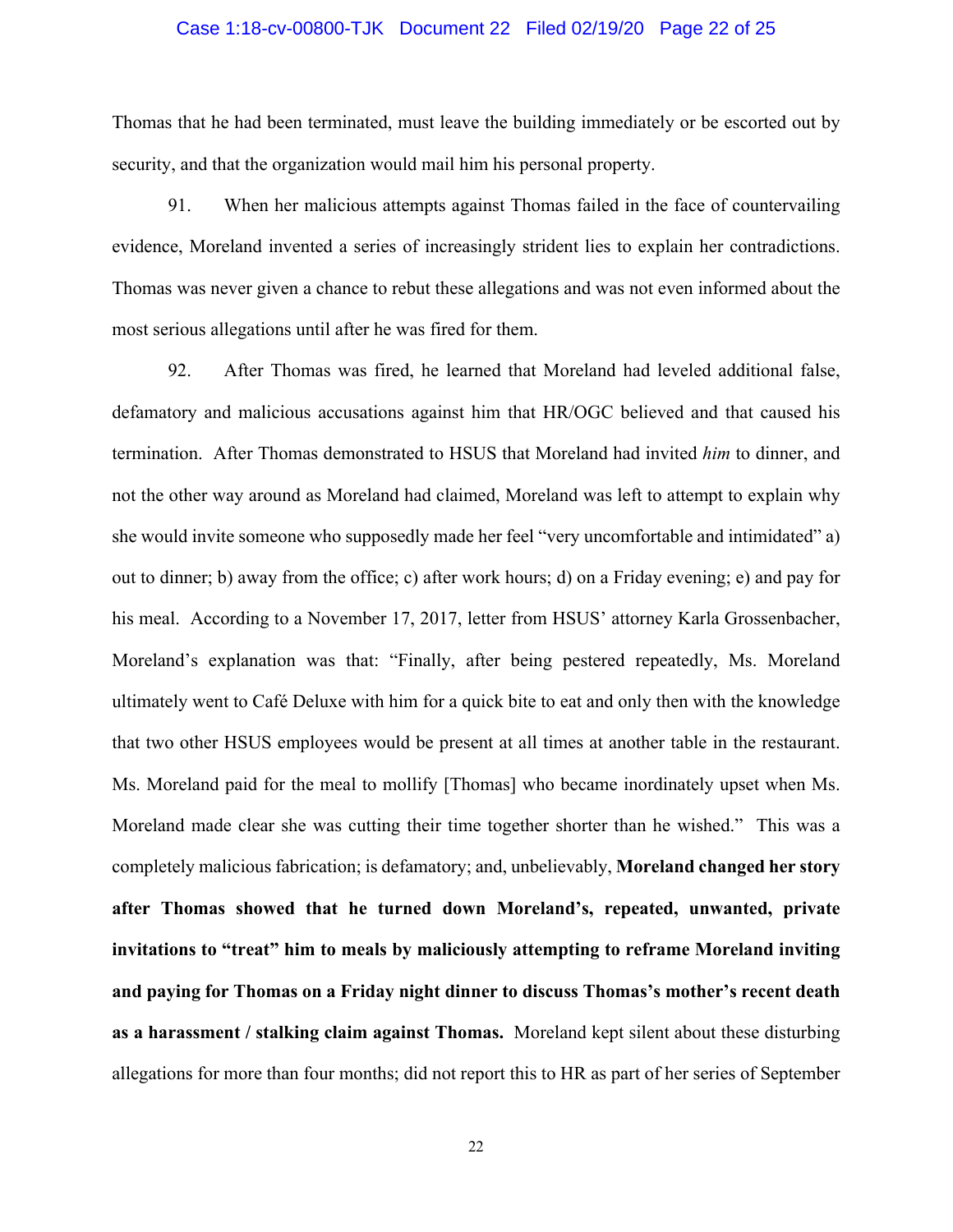Thomas that he had been terminated, must leave the building immediately or be escorted out by security, and that the organization would mail him his personal property.

91. When her malicious attempts against Thomas failed in the face of countervailing evidence, Moreland invented a series of increasingly strident lies to explain her contradictions. Thomas was never given a chance to rebut these allegations and was not even informed about the most serious allegations until after he was fired for them.

92. After Thomas was fired, he learned that Moreland had leveled additional false, defamatory and malicious accusations against him that HR/OGC believed and that caused his termination. After Thomas demonstrated to HSUS that Moreland had invited *him* to dinner, and not the other way around as Moreland had claimed, Moreland was left to attempt to explain why she would invite someone who supposedly made her feel "very uncomfortable and intimidated" a) out to dinner; b) away from the office; c) after work hours; d) on a Friday evening; e) and pay for his meal. According to a November 17, 2017, letter from HSUS' attorney Karla Grossenbacher, Moreland's explanation was that: "Finally, after being pestered repeatedly, Ms. Moreland ultimately went to Café Deluxe with him for a quick bite to eat and only then with the knowledge that two other HSUS employees would be present at all times at another table in the restaurant. Ms. Moreland paid for the meal to mollify [Thomas] who became inordinately upset when Ms. Moreland made clear she was cutting their time together shorter than he wished." This was a completely malicious fabrication; is defamatory; and, unbelievably, **Moreland changed her story after Thomas showed that he turned down Moreland's, repeated, unwanted, private invitations to "treat" him to meals by maliciously attempting to reframe Moreland inviting and paying for Thomas on a Friday night dinner to discuss Thomas's mother's recent death as a harassment / stalking claim against Thomas.** Moreland kept silent about these disturbing allegations for more than four months; did not report this to HR as part of her series of September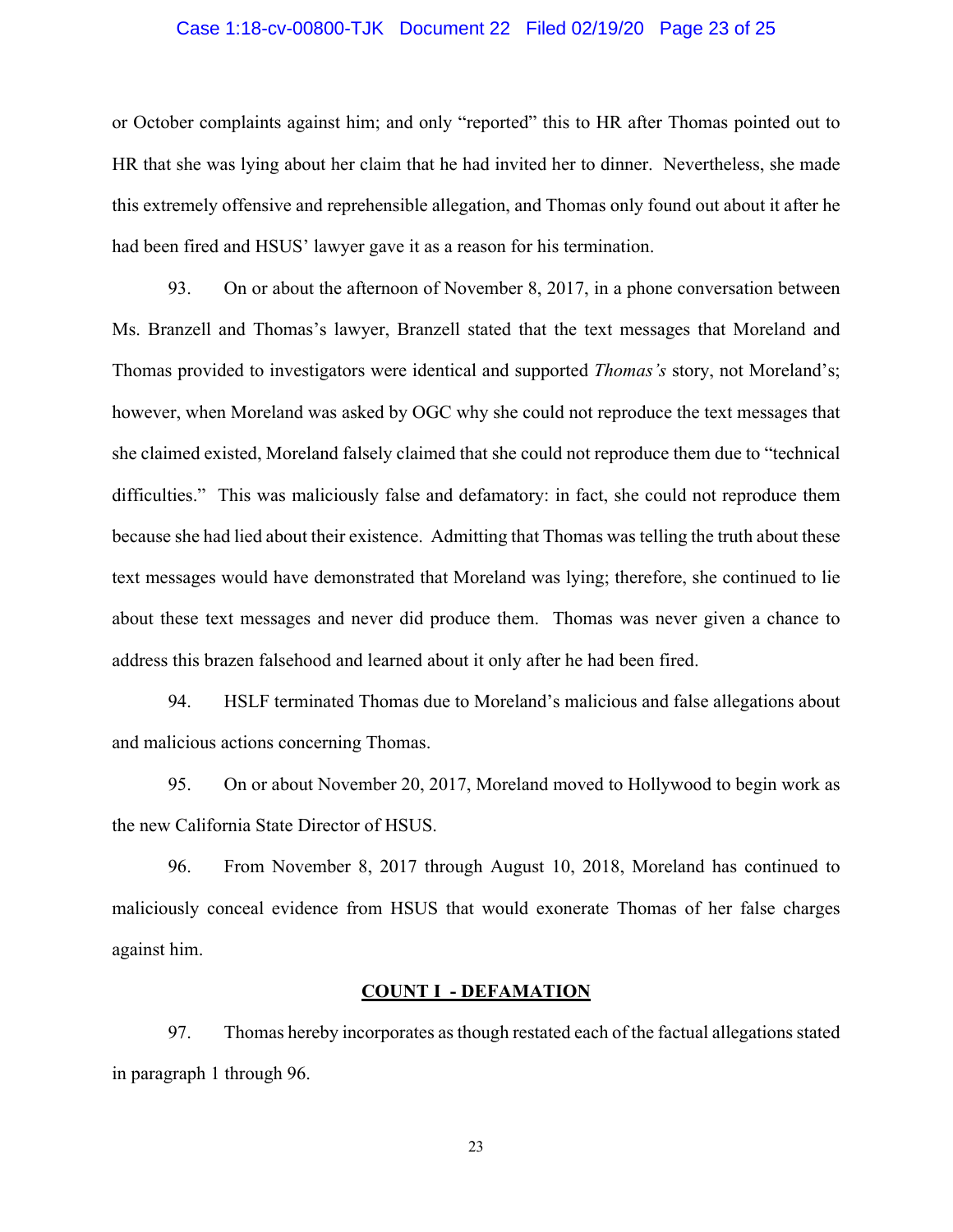or October complaints against him; and only "reported" this to HR after Thomas pointed out to HR that she was lying about her claim that he had invited her to dinner. Nevertheless, she made this extremely offensive and reprehensible allegation, and Thomas only found out about it after he had been fired and HSUS' lawyer gave it as a reason for his termination.

93. On or about the afternoon of November 8, 2017, in a phone conversation between Ms. Branzell and Thomas's lawyer, Branzell stated that the text messages that Moreland and Thomas provided to investigators were identical and supported *Thomas's* story, not Moreland's; however, when Moreland was asked by OGC why she could not reproduce the text messages that she claimed existed, Moreland falsely claimed that she could not reproduce them due to "technical difficulties." This was maliciously false and defamatory: in fact, she could not reproduce them because she had lied about their existence. Admitting that Thomas was telling the truth about these text messages would have demonstrated that Moreland was lying; therefore, she continued to lie about these text messages and never did produce them. Thomas was never given a chance to address this brazen falsehood and learned about it only after he had been fired.

94. HSLF terminated Thomas due to Moreland's malicious and false allegations about and malicious actions concerning Thomas.

95. On or about November 20, 2017, Moreland moved to Hollywood to begin work as the new California State Director of HSUS.

96. From November 8, 2017 through August 10, 2018, Moreland has continued to maliciously conceal evidence from HSUS that would exonerate Thomas of her false charges against him.

## COUNT I - DEFAMATION

97. Thomas hereby incorporates as though restated each of the factual allegations stated in paragraph 1 through 96.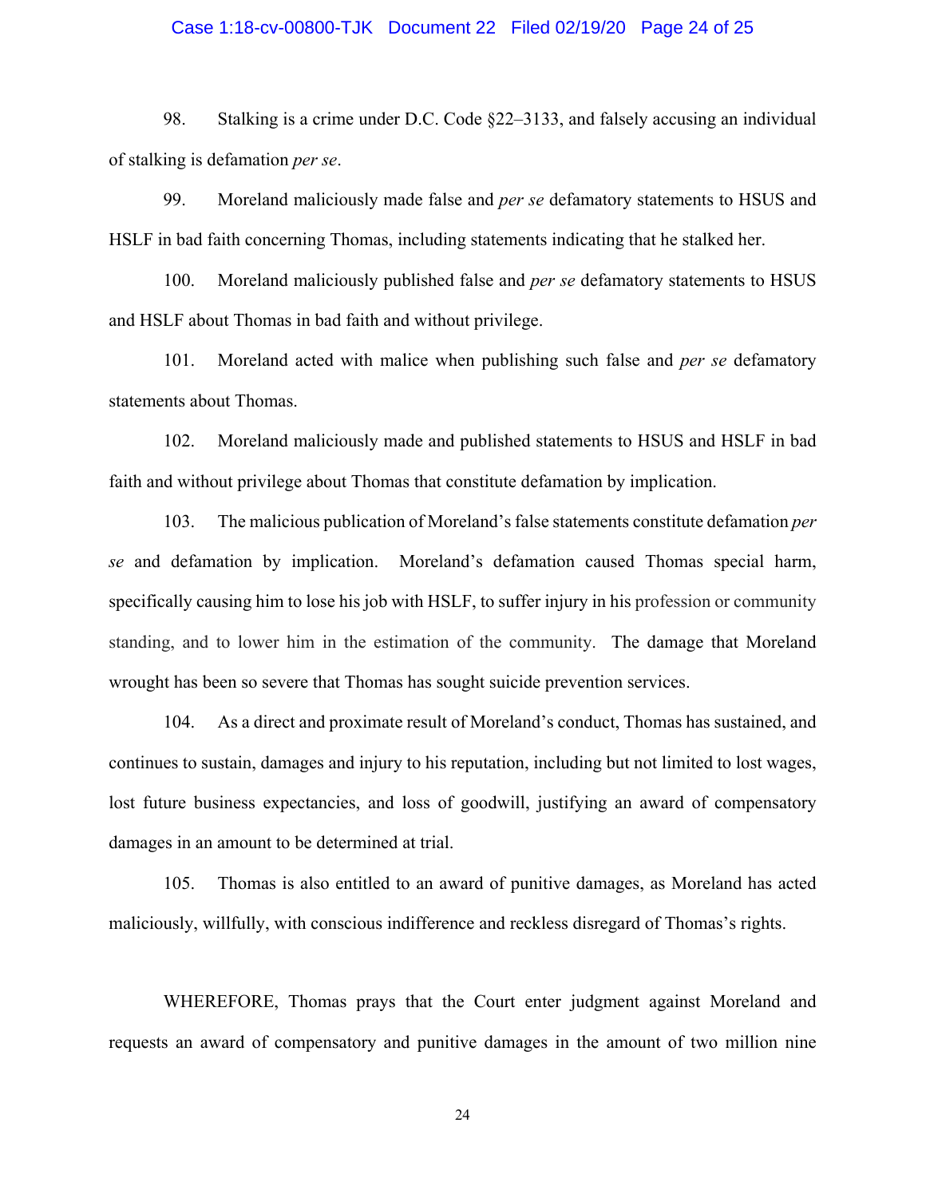98. Stalking is a crime under D.C. Code §22–3133, and falsely accusing an individual of stalking is defamation *per se*.

99. Moreland maliciously made false and *per se* defamatory statements to HSUS and HSLF in bad faith concerning Thomas, including statements indicating that he stalked her.

100. Moreland maliciously published false and *per se* defamatory statements to HSUS and HSLF about Thomas in bad faith and without privilege.

101. Moreland acted with malice when publishing such false and *per se* defamatory statements about Thomas.

102. Moreland maliciously made and published statements to HSUS and HSLF in bad faith and without privilege about Thomas that constitute defamation by implication.

103. The malicious publication of Moreland's false statements constitute defamation *per se* and defamation by implication. Moreland's defamation caused Thomas special harm, specifically causing him to lose his job with HSLF, to suffer injury in his profession or community standing, and to lower him in the estimation of the community. The damage that Moreland wrought has been so severe that Thomas has sought suicide prevention services.

104. As a direct and proximate result of Moreland's conduct, Thomas has sustained, and continues to sustain, damages and injury to his reputation, including but not limited to lost wages, lost future business expectancies, and loss of goodwill, justifying an award of compensatory damages in an amount to be determined at trial.

105. Thomas is also entitled to an award of punitive damages, as Moreland has acted maliciously, willfully, with conscious indifference and reckless disregard of Thomas's rights.

WHEREFORE, Thomas prays that the Court enter judgment against Moreland and requests an award of compensatory and punitive damages in the amount of two million nine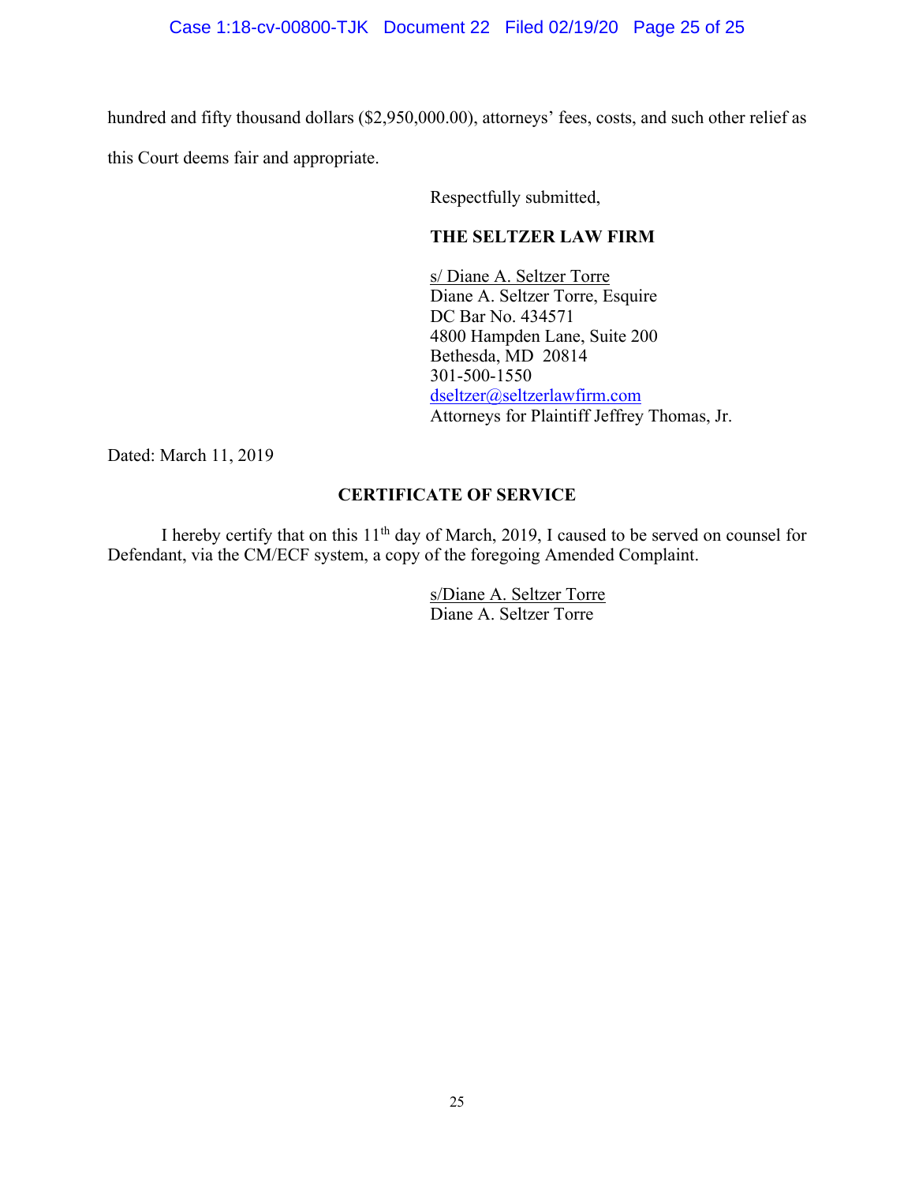hundred and fifty thousand dollars ($2,950,000.00), attorneys' fees, costs, and such other relief as this Court deems fair and appropriate.

Respectfully submitted,

**THE SELTZER LAW FIRM**

s/ Diane A. Seltzer Torre
Diane A. Seltzer Torre, Esquire
DC Bar No. 434571
4800 Hampden Lane, Suite 200
Bethesda, MD 20814
301-500-1550
dseltzer@seltzerlawfirm.com
Attorneys for Plaintiff Jeffrey Thomas, Jr.

Dated: March 11, 2019

## CERTIFICATE OF SERVICE

I hereby certify that on this 11th day of March, 2019, I caused to be served on counsel for Defendant, via the CM/ECF system, a copy of the foregoing Amended Complaint.

s/Diane A. Seltzer Torre
Diane A. Seltzer Torre